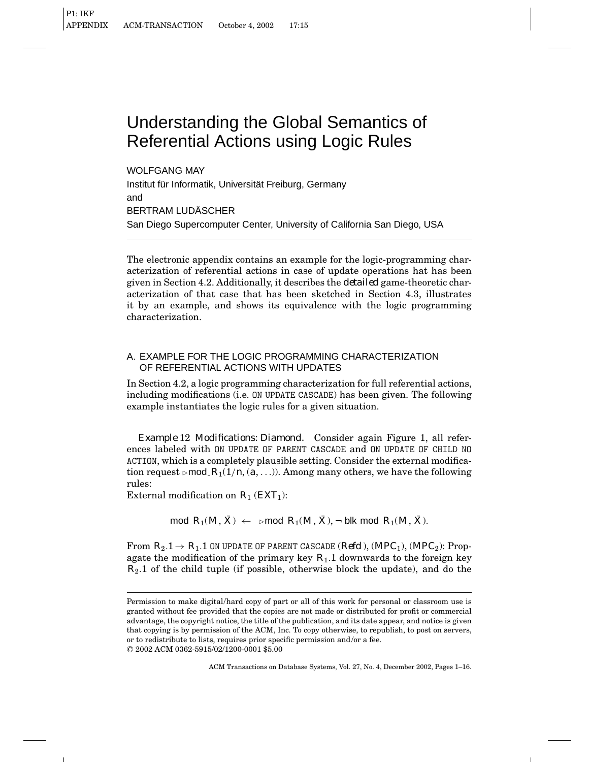# Understanding the Global Semantics of Referential Actions using Logic Rules

WOLFGANG MAY
Institut für Informatik, Universität Freiburg, Germany
and
BERTRAM LUDÄSCHER
San Diego Supercomputer Center, University of California San Diego, USA

---

The electronic appendix contains an example for the logic-programming characterization of referential actions in case of update operations hat has been given in Section 4.2. Additionally, it describes the *detailed* game-theoretic characterization of that case that has been sketched in Section 4.3, illustrates it by an example, and shows its equivalence with the logic programming characterization.

## A. EXAMPLE FOR THE LOGIC PROGRAMMING CHARACTERIZATION OF REFERENTIAL ACTIONS WITH UPDATES

In Section 4.2, a logic programming characterization for full referential actions, including modifications (i.e. `ON UPDATE CASCADE`) has been given. The following example instantiates the logic rules for a given situation.

*Example* 12 *Modifications: Diamond.* Consider again Figure 1, all references labeled with `ON UPDATE OF PARENT CASCADE` and `ON UPDATE OF CHILD NO ACTION`, which is a completely plausible setting. Consider the external modification request $\triangleright\mathsf{mod\_R}_1(1/n, (a, \ldots))$. Among many others, we have the following rules:
External modification on $R_1$ ($EXT_1$):

$$\mathsf{mod\_R}_1(M, \bar{X}) \leftarrow \triangleright\mathsf{mod\_R}_1(M, \bar{X}), \neg\, \mathsf{blk\_mod\_R}_1(M, \bar{X}).$$

From $R_2.1 \rightarrow R_1.1$ `ON UPDATE OF PARENT CASCADE` ($Refd$), ($MPC_1$), ($MPC_2$): Propagate the modification of the primary key $R_1.1$ downwards to the foreign key $R_2.1$ of the child tuple (if possible, otherwise block the update), and do the

---

Permission to make digital/hard copy of part or all of this work for personal or classroom use is granted without fee provided that the copies are not made or distributed for profit or commercial advantage, the copyright notice, the title of the publication, and its date appear, and notice is given that copying is by permission of the ACM, Inc. To copy otherwise, to republish, to post on servers, or to redistribute to lists, requires prior specific permission and/or a fee.
© 2002 ACM 0362-5915/02/1200-0001 \$5.00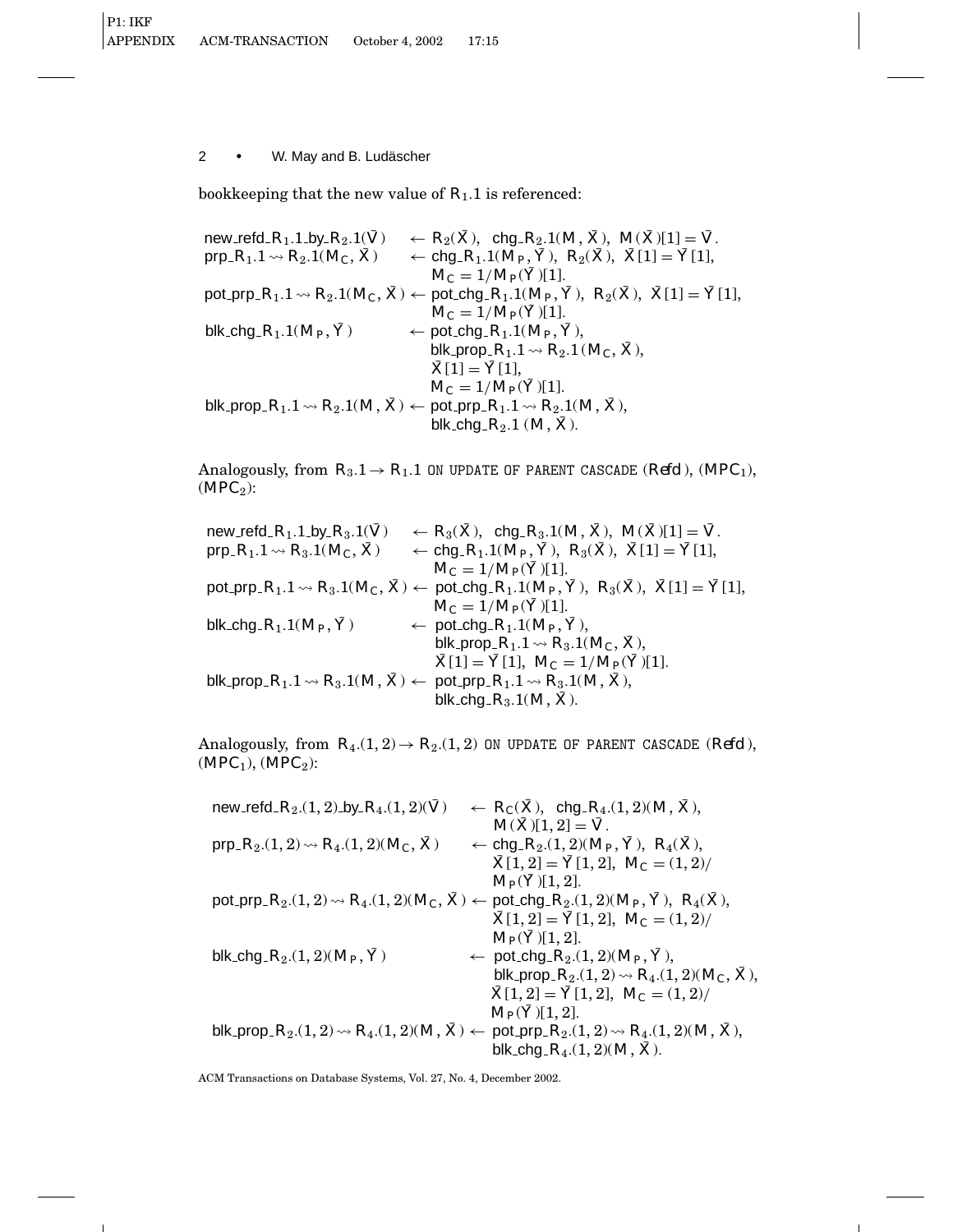bookkeeping that the new value of $R_1.1$ is referenced:

$$
\begin{array}{lll}
\text{new\_refd\_}R_1.1\text{\_by\_}R_2.1(\bar{V}) & \leftarrow & R_2(\bar{X}),\ \ \text{chg\_}R_2.1(M, \bar{X}),\ \ M(\bar{X})[1] = \bar{V}. \\
\text{prp\_}R_1.1 \rightsquigarrow R_2.1(M_C, \bar{X}) & \leftarrow & \text{chg\_}R_1.1(M_P, \bar{Y}),\ R_2(\bar{X}),\ \bar{X}[1] = \bar{Y}[1], \\
 & & M_C = 1/M_P(\bar{Y})[1]. \\
\text{pot\_prp\_}R_1.1 \rightsquigarrow R_2.1(M_C, \bar{X}) & \leftarrow & \text{pot\_chg\_}R_1.1(M_P, \bar{Y}),\ R_2(\bar{X}),\ \bar{X}[1] = \bar{Y}[1], \\
 & & M_C = 1/M_P(\bar{Y})[1]. \\
\text{blk\_chg\_}R_1.1(M_P, \bar{Y}) & \leftarrow & \text{pot\_chg\_}R_1.1(M_P, \bar{Y}), \\
 & & \text{blk\_prop\_}R_1.1 \rightsquigarrow R_2.1(M_C, \bar{X}), \\
 & & \bar{X}[1] = \bar{Y}[1], \\
 & & M_C = 1/M_P(\bar{Y})[1]. \\
\text{blk\_prop\_}R_1.1 \rightsquigarrow R_2.1(M, \bar{X}) & \leftarrow & \text{pot\_prp\_}R_1.1 \rightsquigarrow R_2.1(M, \bar{X}), \\
 & & \text{blk\_chg\_}R_2.1\ (M, \bar{X}).
\end{array}
$$

Analogously, from $R_3.1 \rightarrow R_1.1$ ON UPDATE OF PARENT CASCADE (*Refd*), ($MPC_1$), ($MPC_2$):

$$
\begin{array}{lll}
\text{new\_refd\_}R_1.1\text{\_by\_}R_3.1(\bar{V}) & \leftarrow & R_3(\bar{X}),\ \ \text{chg\_}R_3.1(M, \bar{X}),\ \ M(\bar{X})[1] = \bar{V}. \\
\text{prp\_}R_1.1 \rightsquigarrow R_3.1(M_C, \bar{X}) & \leftarrow & \text{chg\_}R_1.1(M_P, \bar{Y}),\ R_3(\bar{X}),\ \bar{X}[1] = \bar{Y}[1], \\
 & & M_C = 1/M_P(\bar{Y})[1]. \\
\text{pot\_prp\_}R_1.1 \rightsquigarrow R_3.1(M_C, \bar{X}) & \leftarrow & \text{pot\_chg\_}R_1.1(M_P, \bar{Y}),\ R_3(\bar{X}),\ \bar{X}[1] = \bar{Y}[1], \\
 & & M_C = 1/M_P(\bar{Y})[1]. \\
\text{blk\_chg\_}R_1.1(M_P, \bar{Y}) & \leftarrow & \text{pot\_chg\_}R_1.1(M_P, \bar{Y}), \\
 & & \text{blk\_prop\_}R_1.1 \rightsquigarrow R_3.1(M_C, \bar{X}), \\
 & & \bar{X}[1] = \bar{Y}[1],\ M_C = 1/M_P(\bar{Y})[1]. \\
\text{blk\_prop\_}R_1.1 \rightsquigarrow R_3.1(M, \bar{X}) & \leftarrow & \text{pot\_prp\_}R_1.1 \rightsquigarrow R_3.1(M, \bar{X}), \\
 & & \text{blk\_chg\_}R_3.1(M, \bar{X}).
\end{array}
$$

Analogously, from $R_4.(1,2) \rightarrow R_2.(1,2)$ ON UPDATE OF PARENT CASCADE (*Refd*), ($MPC_1$), ($MPC_2$):

$$
\begin{array}{lll}
\text{new\_refd\_}R_2.(1,2)\text{\_by\_}R_4.(1,2)(\bar{V}) & \leftarrow & R_C(\bar{X}),\ \ \text{chg\_}R_4.(1,2)(M, \bar{X}), \\
 & & M(\bar{X})[1,2] = \bar{V}. \\
\text{prp\_}R_2.(1,2) \rightsquigarrow R_4.(1,2)(M_C, \bar{X}) & \leftarrow & \text{chg\_}R_2.(1,2)(M_P, \bar{Y}),\ R_4(\bar{X}), \\
 & & \bar{X}[1,2] = \bar{Y}[1,2],\ M_C = (1,2)/ \\
 & & M_P(\bar{Y})[1,2]. \\
\text{pot\_prp\_}R_2.(1,2) \rightsquigarrow R_4.(1,2)(M_C, \bar{X}) & \leftarrow & \text{pot\_chg\_}R_2.(1,2)(M_P, \bar{Y}),\ R_4(\bar{X}), \\
 & & \bar{X}[1,2] = \bar{Y}[1,2],\ M_C = (1,2)/ \\
 & & M_P(\bar{Y})[1,2]. \\
\text{blk\_chg\_}R_2.(1,2)(M_P, \bar{Y}) & \leftarrow & \text{pot\_chg\_}R_2.(1,2)(M_P, \bar{Y}), \\
 & & \text{blk\_prop\_}R_2.(1,2) \rightsquigarrow R_4.(1,2)(M_C, \bar{X}), \\
 & & \bar{X}[1,2] = \bar{Y}[1,2],\ M_C = (1,2)/ \\
 & & M_P(\bar{Y})[1,2]. \\
\text{blk\_prop\_}R_2.(1,2) \rightsquigarrow R_4.(1,2)(M, \bar{X}) & \leftarrow & \text{pot\_prp\_}R_2.(1,2) \rightsquigarrow R_4.(1,2)(M, \bar{X}), \\
 & & \text{blk\_chg\_}R_4.(1,2)(M, \bar{X}).
\end{array}
$$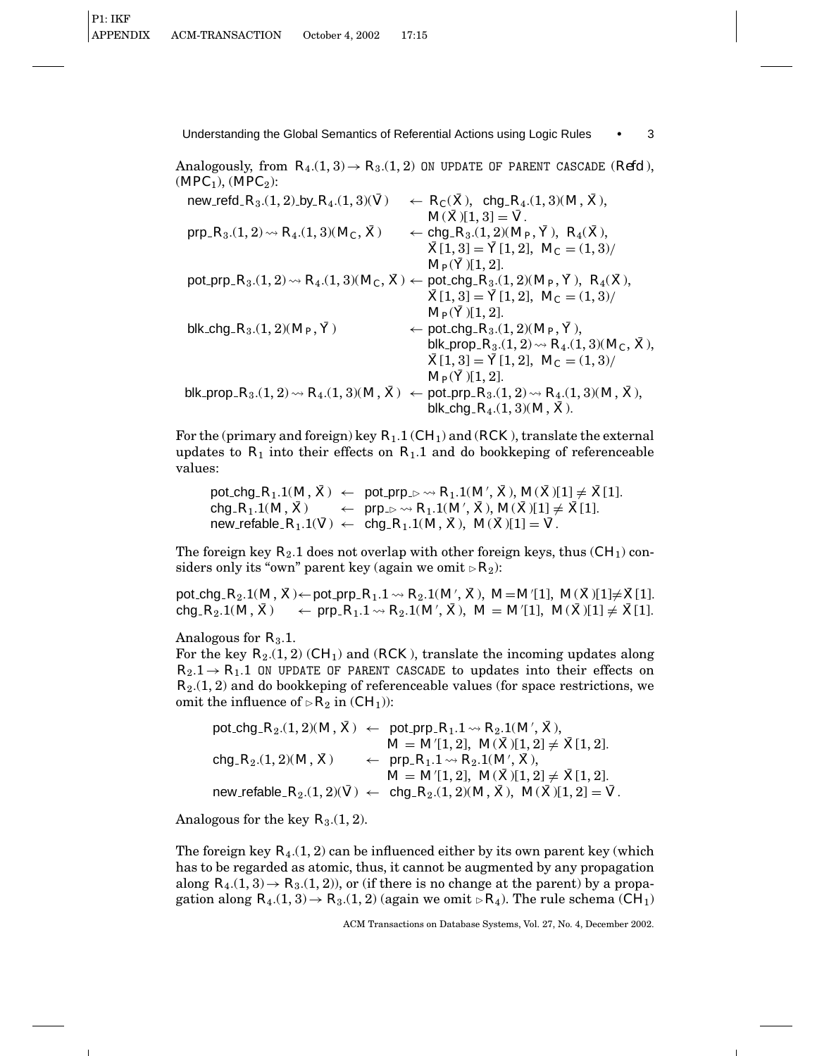Analogously, from $R_4.(1,3) \rightarrow R_3.(1,2)$ ON UPDATE OF PARENT CASCADE (*Refd*), $(MPC_1)$, $(MPC_2)$:

$$
\begin{array}{lll}
\text{new\_refd\_}R_3.(1,2)\text{\_by\_}R_4.(1,3)(\bar{V}) & \leftarrow & R_C(\bar{X}),\ \text{chg\_}R_4.(1,3)(M,\bar{X}), \\
& & M(\bar{X})[1,3] = \bar{V}. \\
\text{prp\_}R_3.(1,2) \rightsquigarrow R_4.(1,3)(M_C,\bar{X}) & \leftarrow & \text{chg\_}R_3.(1,2)(M_P,\bar{Y}),\ R_4(\bar{X}), \\
& & \bar{X}[1,3] = \bar{Y}[1,2],\ M_C = (1,3)/ \\
& & M_P(\bar{Y})[1,2]. \\
\text{pot\_prp\_}R_3.(1,2) \rightsquigarrow R_4.(1,3)(M_C,\bar{X}) & \leftarrow & \text{pot\_chg\_}R_3.(1,2)(M_P,\bar{Y}),\ R_4(\bar{X}), \\
& & \bar{X}[1,3] = \bar{Y}[1,2],\ M_C = (1,3)/ \\
& & M_P(\bar{Y})[1,2]. \\
\text{blk\_chg\_}R_3.(1,2)(M_P,\bar{Y}) & \leftarrow & \text{pot\_chg\_}R_3.(1,2)(M_P,\bar{Y}), \\
& & \text{blk\_prop\_}R_3.(1,2) \rightsquigarrow R_4.(1,3)(M_C,\bar{X}), \\
& & \bar{X}[1,3] = \bar{Y}[1,2],\ M_C = (1,3)/ \\
& & M_P(\bar{Y})[1,2]. \\
\text{blk\_prop\_}R_3.(1,2) \rightsquigarrow R_4.(1,3)(M,\bar{X}) & \leftarrow & \text{pot\_prp\_}R_3.(1,2) \rightsquigarrow R_4.(1,3)(M,\bar{X}), \\
& & \text{blk\_chg\_}R_4.(1,3)(M,\bar{X}).
\end{array}
$$

For the (primary and foreign) key $R_1.1$ $(CH_1)$ and $(RCK)$, translate the external updates to $R_1$ into their effects on $R_1.1$ and do bookkeping of referenceable values:

$$
\begin{array}{lll}
\text{pot\_chg\_}R_1.1(M,\bar{X}) & \leftarrow & \text{pot\_prp\_}_{\triangleright} \rightsquigarrow R_1.1(M',\bar{X}),\ M(\bar{X})[1] \neq \bar{X}[1]. \\
\text{chg\_}R_1.1(M,\bar{X}) & \leftarrow & \text{prp\_}_{\triangleright} \rightsquigarrow R_1.1(M',\bar{X}),\ M(\bar{X})[1] \neq \bar{X}[1]. \\
\text{new\_refable\_}R_1.1(\bar{V}) & \leftarrow & \text{chg\_}R_1.1(M,\bar{X}),\ M(\bar{X})[1] = \bar{V}.
\end{array}
$$

The foreign key $R_2.1$ does not overlap with other foreign keys, thus $(CH_1)$ considers only its "own" parent key (again we omit $\triangleright R_2$):

$$
\begin{array}{lll}
\text{pot\_chg\_}R_2.1(M,\bar{X}) & \leftarrow & \text{pot\_prp\_}R_1.1 \rightsquigarrow R_2.1(M',\bar{X}),\ M = M'[1],\ M(\bar{X})[1] \neq \bar{X}[1]. \\
\text{chg\_}R_2.1(M,\bar{X}) & \leftarrow & \text{prp\_}R_1.1 \rightsquigarrow R_2.1(M',\bar{X}),\ M = M'[1],\ M(\bar{X})[1] \neq \bar{X}[1].
\end{array}
$$

Analogous for $R_3.1$.

For the key $R_2.(1,2)$ $(CH_1)$ and $(RCK)$, translate the incoming updates along $R_2.1 \rightarrow R_1.1$ ON UPDATE OF PARENT CASCADE to updates into their effects on $R_2.(1,2)$ and do bookkeping of referenceable values (for space restrictions, we omit the influence of $\triangleright R_2$ in $(CH_1)$):

$$
\begin{array}{lll}
\text{pot\_chg\_}R_2.(1,2)(M,\bar{X}) & \leftarrow & \text{pot\_prp\_}R_1.1 \rightsquigarrow R_2.1(M',\bar{X}), \\
& & M = M'[1,2],\ M(\bar{X})[1,2] \neq \bar{X}[1,2]. \\
\text{chg\_}R_2.(1,2)(M,\bar{X}) & \leftarrow & \text{prp\_}R_1.1 \rightsquigarrow R_2.1(M',\bar{X}), \\
& & M = M'[1,2],\ M(\bar{X})[1,2] \neq \bar{X}[1,2]. \\
\text{new\_refable\_}R_2.(1,2)(\bar{V}) & \leftarrow & \text{chg\_}R_2.(1,2)(M,\bar{X}),\ M(\bar{X})[1,2] = \bar{V}.
\end{array}
$$

Analogous for the key $R_3.(1,2)$.

The foreign key $R_4.(1,2)$ can be influenced either by its own parent key (which has to be regarded as atomic, thus, it cannot be augmented by any propagation along $R_4.(1,3) \rightarrow R_3.(1,2)$), or (if there is no change at the parent) by a propagation along $R_4.(1,3) \rightarrow R_3.(1,2)$ (again we omit $\triangleright R_4$). The rule schema $(CH_1)$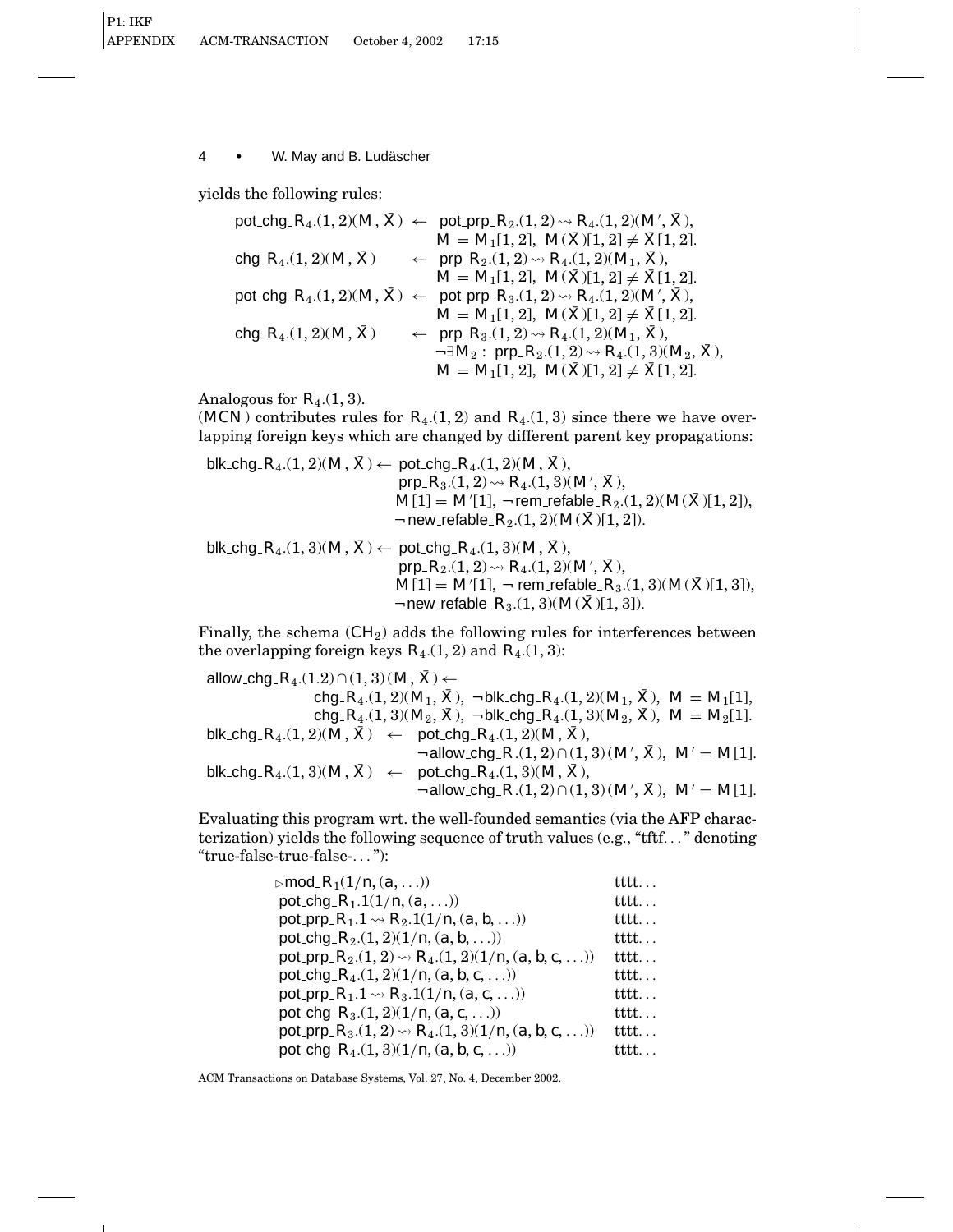yields the following rules:

$$
\begin{array}{lcl}
\mathsf{pot\_chg\_R}_4.(1,2)(\mathsf{M}, \bar{\mathsf{X}}) & \leftarrow & \mathsf{pot\_prp\_R}_2.(1,2) \rightsquigarrow \mathsf{R}_4.(1,2)(\mathsf{M}', \bar{\mathsf{X}}), \\
& & \mathsf{M} = \mathsf{M}_1[1,2],\ \mathsf{M}(\bar{\mathsf{X}})[1,2] \neq \bar{\mathsf{X}}[1,2]. \\
\mathsf{chg\_R}_4.(1,2)(\mathsf{M}, \bar{\mathsf{X}}) & \leftarrow & \mathsf{prp\_R}_2.(1,2) \rightsquigarrow \mathsf{R}_4.(1,2)(\mathsf{M}_1, \bar{\mathsf{X}}), \\
& & \mathsf{M} = \mathsf{M}_1[1,2],\ \mathsf{M}(\bar{\mathsf{X}})[1,2] \neq \bar{\mathsf{X}}[1,2]. \\
\mathsf{pot\_chg\_R}_4.(1,2)(\mathsf{M}, \bar{\mathsf{X}}) & \leftarrow & \mathsf{pot\_prp\_R}_3.(1,2) \rightsquigarrow \mathsf{R}_4.(1,2)(\mathsf{M}', \bar{\mathsf{X}}), \\
& & \mathsf{M} = \mathsf{M}_1[1,2],\ \mathsf{M}(\bar{\mathsf{X}})[1,2] \neq \bar{\mathsf{X}}[1,2]. \\
\mathsf{chg\_R}_4.(1,2)(\mathsf{M}, \bar{\mathsf{X}}) & \leftarrow & \mathsf{prp\_R}_3.(1,2) \rightsquigarrow \mathsf{R}_4.(1,2)(\mathsf{M}_1, \bar{\mathsf{X}}), \\
& & \neg\exists \mathsf{M}_2 :\ \mathsf{prp\_R}_2.(1,2) \rightsquigarrow \mathsf{R}_4.(1,3)(\mathsf{M}_2, \bar{\mathsf{X}}), \\
& & \mathsf{M} = \mathsf{M}_1[1,2],\ \mathsf{M}(\bar{\mathsf{X}})[1,2] \neq \bar{\mathsf{X}}[1,2].
\end{array}
$$

Analogous for $\mathsf{R}_4.(1,3)$.

($\mathsf{MCN}$) contributes rules for $\mathsf{R}_4.(1,2)$ and $\mathsf{R}_4.(1,3)$ since there we have overlapping foreign keys which are changed by different parent key propagations:

$$
\begin{array}{lcl}
\mathsf{blk\_chg\_R}_4.(1,2)(\mathsf{M}, \bar{\mathsf{X}}) & \leftarrow & \mathsf{pot\_chg\_R}_4.(1,2)(\mathsf{M}, \bar{\mathsf{X}}), \\
& & \mathsf{prp\_R}_3.(1,2) \rightsquigarrow \mathsf{R}_4.(1,3)(\mathsf{M}', \bar{\mathsf{X}}), \\
& & \mathsf{M}[1] = \mathsf{M}'[1],\ \neg\,\mathsf{rem\_refable\_R}_2.(1,2)(\mathsf{M}(\bar{\mathsf{X}})[1,2]), \\
& & \neg\,\mathsf{new\_refable\_R}_2.(1,2)(\mathsf{M}(\bar{\mathsf{X}})[1,2]). \\
\mathsf{blk\_chg\_R}_4.(1,3)(\mathsf{M}, \bar{\mathsf{X}}) & \leftarrow & \mathsf{pot\_chg\_R}_4.(1,3)(\mathsf{M}, \bar{\mathsf{X}}), \\
& & \mathsf{prp\_R}_2.(1,2) \rightsquigarrow \mathsf{R}_4.(1,2)(\mathsf{M}', \bar{\mathsf{X}}), \\
& & \mathsf{M}[1] = \mathsf{M}'[1],\ \neg\,\mathsf{rem\_refable\_R}_3.(1,3)(\mathsf{M}(\bar{\mathsf{X}})[1,3]), \\
& & \neg\,\mathsf{new\_refable\_R}_3.(1,3)(\mathsf{M}(\bar{\mathsf{X}})[1,3]).
\end{array}
$$

Finally, the schema ($\mathsf{CH}_2$) adds the following rules for interferences between the overlapping foreign keys $\mathsf{R}_4.(1,2)$ and $\mathsf{R}_4.(1,3)$:

$$
\begin{array}{l}
\mathsf{allow\_chg\_R}_4.(1.2)\cap(1,3)(\mathsf{M}, \bar{\mathsf{X}}) \leftarrow \\
\qquad \mathsf{chg\_R}_4.(1,2)(\mathsf{M}_1, \bar{\mathsf{X}}),\ \neg\mathsf{blk\_chg\_R}_4.(1,2)(\mathsf{M}_1, \bar{\mathsf{X}}),\ \mathsf{M} = \mathsf{M}_1[1], \\
\qquad \mathsf{chg\_R}_4.(1,3)(\mathsf{M}_2, \bar{\mathsf{X}}),\ \neg\mathsf{blk\_chg\_R}_4.(1,3)(\mathsf{M}_2, \bar{\mathsf{X}}),\ \mathsf{M} = \mathsf{M}_2[1]. \\
\mathsf{blk\_chg\_R}_4.(1,2)(\mathsf{M}, \bar{\mathsf{X}}) \ \leftarrow\ \mathsf{pot\_chg\_R}_4.(1,2)(\mathsf{M}, \bar{\mathsf{X}}), \\
\qquad\qquad \neg\mathsf{allow\_chg\_R}.(1,2)\cap(1,3)(\mathsf{M}', \bar{\mathsf{X}}),\ \mathsf{M}' = \mathsf{M}[1]. \\
\mathsf{blk\_chg\_R}_4.(1,3)(\mathsf{M}, \bar{\mathsf{X}}) \ \leftarrow\ \mathsf{pot\_chg\_R}_4.(1,3)(\mathsf{M}, \bar{\mathsf{X}}), \\
\qquad\qquad \neg\mathsf{allow\_chg\_R}.(1,2)\cap(1,3)(\mathsf{M}', \bar{\mathsf{X}}),\ \mathsf{M}' = \mathsf{M}[1].
\end{array}
$$

Evaluating this program wrt. the well-founded semantics (via the AFP characterization) yields the following sequence of truth values (e.g., "tftf..." denoting "true-false-true-false-..."):

| | |
|---|---|
| $\triangleright\mathsf{mod\_R}_1(1/\mathsf{n}, (\mathsf{a}, \ldots))$ | tttt... |
| $\mathsf{pot\_chg\_R}_1.1(1/\mathsf{n}, (\mathsf{a}, \ldots))$ | tttt... |
| $\mathsf{pot\_prp\_R}_1.1 \rightsquigarrow \mathsf{R}_2.1(1/\mathsf{n}, (\mathsf{a}, \mathsf{b}, \ldots))$ | tttt... |
| $\mathsf{pot\_chg\_R}_2.(1,2)(1/\mathsf{n}, (\mathsf{a}, \mathsf{b}, \ldots))$ | tttt... |
| $\mathsf{pot\_prp\_R}_2.(1,2) \rightsquigarrow \mathsf{R}_4.(1,2)(1/\mathsf{n}, (\mathsf{a}, \mathsf{b}, \mathsf{c}, \ldots))$ | tttt... |
| $\mathsf{pot\_chg\_R}_4.(1,2)(1/\mathsf{n}, (\mathsf{a}, \mathsf{b}, \mathsf{c}, \ldots))$ | tttt... |
| $\mathsf{pot\_prp\_R}_1.1 \rightsquigarrow \mathsf{R}_3.1(1/\mathsf{n}, (\mathsf{a}, \mathsf{c}, \ldots))$ | tttt... |
| $\mathsf{pot\_chg\_R}_3.(1,2)(1/\mathsf{n}, (\mathsf{a}, \mathsf{c}, \ldots))$ | tttt... |
| $\mathsf{pot\_prp\_R}_3.(1,2) \rightsquigarrow \mathsf{R}_4.(1,3)(1/\mathsf{n}, (\mathsf{a}, \mathsf{b}, \mathsf{c}, \ldots))$ | tttt... |
| $\mathsf{pot\_chg\_R}_4.(1,3)(1/\mathsf{n}, (\mathsf{a}, \mathsf{b}, \mathsf{c}, \ldots))$ | tttt... |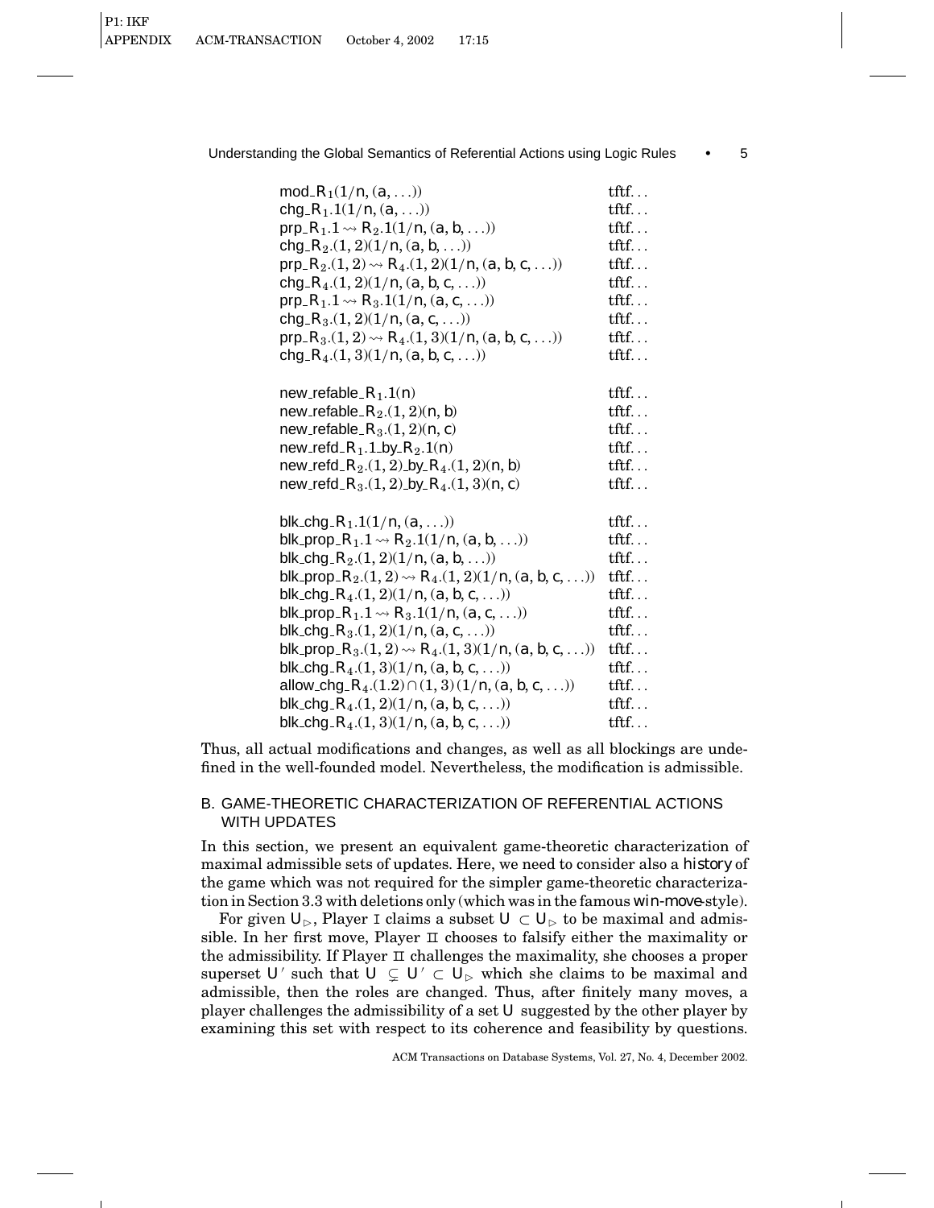| | |
|---|---|
| $\mathsf{mod\_R}_1(1/n, (a, \ldots))$ | tftf... |
| $\mathsf{chg\_R}_1.1(1/n, (a, \ldots))$ | tftf... |
| $\mathsf{prp\_R}_1.1 \rightsquigarrow \mathsf{R}_2.1(1/n, (a, b, \ldots))$ | tftf... |
| $\mathsf{chg\_R}_2.(1, 2)(1/n, (a, b, \ldots))$ | tftf... |
| $\mathsf{prp\_R}_2.(1, 2) \rightsquigarrow \mathsf{R}_4.(1, 2)(1/n, (a, b, c, \ldots))$ | tftf... |
| $\mathsf{chg\_R}_4.(1, 2)(1/n, (a, b, c, \ldots))$ | tftf... |
| $\mathsf{prp\_R}_1.1 \rightsquigarrow \mathsf{R}_3.1(1/n, (a, c, \ldots))$ | tftf... |
| $\mathsf{chg\_R}_3.(1, 2)(1/n, (a, c, \ldots))$ | tftf... |
| $\mathsf{prp\_R}_3.(1, 2) \rightsquigarrow \mathsf{R}_4.(1, 3)(1/n, (a, b, c, \ldots))$ | tftf... |
| $\mathsf{chg\_R}_4.(1, 3)(1/n, (a, b, c, \ldots))$ | tftf... |
| | |
| $\mathsf{new\_refable\_R}_1.1(n)$ | tftf... |
| $\mathsf{new\_refable\_R}_2.(1, 2)(n, b)$ | tftf... |
| $\mathsf{new\_refable\_R}_3.(1, 2)(n, c)$ | tftf... |
| $\mathsf{new\_refd\_R}_1.1\mathsf{\_by\_R}_2.1(n)$ | tftf... |
| $\mathsf{new\_refd\_R}_2.(1, 2)\mathsf{\_by\_R}_4.(1, 2)(n, b)$ | tftf... |
| $\mathsf{new\_refd\_R}_3.(1, 2)\mathsf{\_by\_R}_4.(1, 3)(n, c)$ | tftf... |
| | |
| $\mathsf{blk\_chg\_R}_1.1(1/n, (a, \ldots))$ | tftf... |
| $\mathsf{blk\_prop\_R}_1.1 \rightsquigarrow \mathsf{R}_2.1(1/n, (a, b, \ldots))$ | tftf... |
| $\mathsf{blk\_chg\_R}_2.(1, 2)(1/n, (a, b, \ldots))$ | tftf... |
| $\mathsf{blk\_prop\_R}_2.(1, 2) \rightsquigarrow \mathsf{R}_4.(1, 2)(1/n, (a, b, c, \ldots))$ | tftf... |
| $\mathsf{blk\_chg\_R}_4.(1, 2)(1/n, (a, b, c, \ldots))$ | tftf... |
| $\mathsf{blk\_prop\_R}_1.1 \rightsquigarrow \mathsf{R}_3.1(1/n, (a, c, \ldots))$ | tftf... |
| $\mathsf{blk\_chg\_R}_3.(1, 2)(1/n, (a, c, \ldots))$ | tftf... |
| $\mathsf{blk\_prop\_R}_3.(1, 2) \rightsquigarrow \mathsf{R}_4.(1, 3)(1/n, (a, b, c, \ldots))$ | tftf... |
| $\mathsf{blk\_chg\_R}_4.(1, 3)(1/n, (a, b, c, \ldots))$ | tftf... |
| $\mathsf{allow\_chg\_R}_4.(1.2) \cap (1, 3)\,(1/n, (a, b, c, \ldots))$ | tftf... |
| $\mathsf{blk\_chg\_R}_4.(1, 2)(1/n, (a, b, c, \ldots))$ | tftf... |
| $\mathsf{blk\_chg\_R}_4.(1, 3)(1/n, (a, b, c, \ldots))$ | tftf... |

Thus, all actual modifications and changes, as well as all blockings are undefined in the well-founded model. Nevertheless, the modification is admissible.

## B. GAME-THEORETIC CHARACTERIZATION OF REFERENTIAL ACTIONS WITH UPDATES

In this section, we present an equivalent game-theoretic characterization of maximal admissible sets of updates. Here, we need to consider also a *history* of the game which was not required for the simpler game-theoretic characterization in Section 3.3 with deletions only (which was in the famous *win-move*-style).

For given $U_{\triangleright}$, Player I claims a subset $U \subset U_{\triangleright}$ to be maximal and admissible. In her first move, Player II chooses to falsify either the maximality or the admissibility. If Player II challenges the maximality, she chooses a proper superset $U'$ such that $U \subsetneq U' \subset U_{\triangleright}$ which she claims to be maximal and admissible, then the roles are changed. Thus, after finitely many moves, a player challenges the admissibility of a set $U$ suggested by the other player by examining this set with respect to its coherence and feasibility by questions.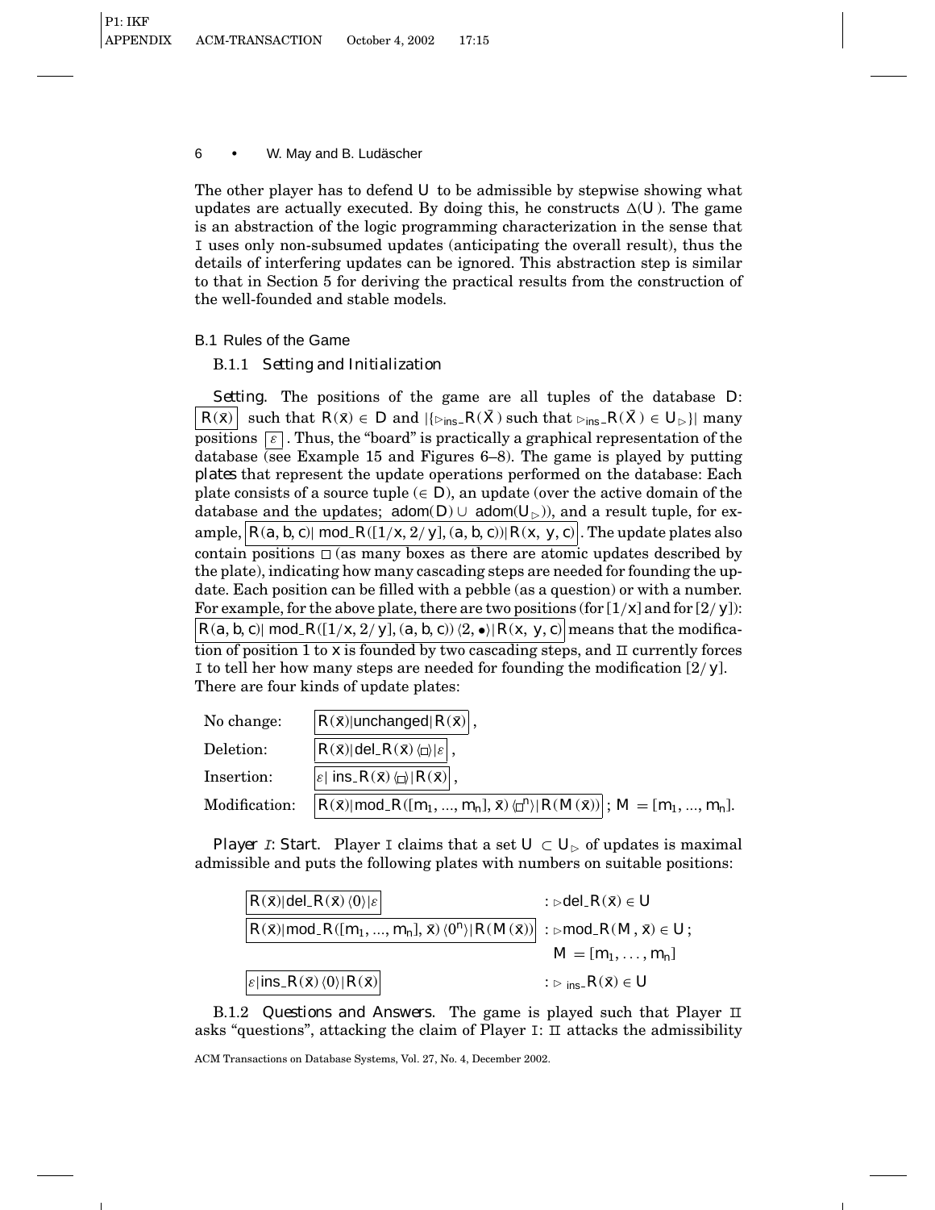The other player has to defend $U$ to be admissible by stepwise showing what updates are actually executed. By doing this, he constructs $\Delta(U)$. The game is an abstraction of the logic programming characterization in the sense that I uses only non-subsumed updates (anticipating the overall result), thus the details of interfering updates can be ignored. This abstraction step is similar to that in Section 5 for deriving the practical results from the construction of the well-founded and stable models.

## B.1 Rules of the Game

### B.1.1 *Setting and Initialization*

*Setting.* The positions of the game are all tuples of the database $D$: $\boxed{R(\bar{x})}$ such that $R(\bar{x}) \in D$ and $|\{\triangleright_{\text{ins}}\_R(\bar{X})$ such that $\triangleright_{\text{ins}}\_R(\bar{X}) \in U_{\triangleright}\}|$ many positions $\boxed{\varepsilon}$. Thus, the "board" is practically a graphical representation of the database (see Example 15 and Figures 6–8). The game is played by putting *plates* that represent the update operations performed on the database: Each plate consists of a source tuple ($\in D$), an update (over the active domain of the database and the updates; $\text{adom}(D) \cup \text{adom}(U_{\triangleright})$), and a result tuple, for example, $\boxed{R(a, b, c) |\ \text{mod}\_R([1/x, 2/y], (a, b, c)) | R(x, y, c)}$. The update plates also contain positions $\square$ (as many boxes as there are atomic updates described by the plate), indicating how many cascading steps are needed for founding the update. Each position can be filled with a pebble (as a question) or with a number. For example, for the above plate, there are two positions (for $[1/x]$ and for $[2/y]$): $\boxed{R(a, b, c) |\ \text{mod}\_R([1/x, 2/y], (a, b, c))\ \langle 2, \bullet\rangle | R(x, y, c)}$ means that the modification of position 1 to $x$ is founded by two cascading steps, and II currently forces I to tell her how many steps are needed for founding the modification $[2/y]$. There are four kinds of update plates:

| | |
|---|---|
| No change: | $\boxed{R(\bar{x}) \vert \text{unchanged} \vert R(\bar{x})}$, |
| Deletion: | $\boxed{R(\bar{x}) \vert \text{del}\_R(\bar{x})\ \langle\square\rangle \vert \varepsilon}$, |
| Insertion: | $\boxed{\varepsilon \vert\ \text{ins}\_R(\bar{x})\ \langle\square\rangle \vert R(\bar{x})}$, |
| Modification: | $\boxed{R(\bar{x}) \vert \text{mod}\_R([m_1, ..., m_n], \bar{x})\ \langle\square^n\rangle \vert R(M(\bar{x}))}$; $M = [m_1, ..., m_n]$. |

*Player I: Start.* Player I claims that a set $U \subset U_{\triangleright}$ of updates is maximal admissible and puts the following plates with numbers on suitable positions:

| | |
|---|---|
| $\boxed{R(\bar{x}) \vert \text{del}\_R(\bar{x})\ \langle 0\rangle \vert \varepsilon}$ | $: \triangleright\text{del}\_R(\bar{x}) \in U$ |
| $\boxed{R(\bar{x}) \vert \text{mod}\_R([m_1, ..., m_n], \bar{x})\ \langle 0^n\rangle \vert R(M(\bar{x}))}$ | $: \triangleright\text{mod}\_R(M, \bar{x}) \in U$; $M = [m_1, \ldots, m_n]$ |
| $\boxed{\varepsilon \vert \text{ins}\_R(\bar{x})\ \langle 0\rangle \vert R(\bar{x})}$ | $: \triangleright_{\text{ins}}\_R(\bar{x}) \in U$ |

B.1.2 *Questions and Answers.* The game is played such that Player II asks "questions", attacking the claim of Player I: II attacks the admissibility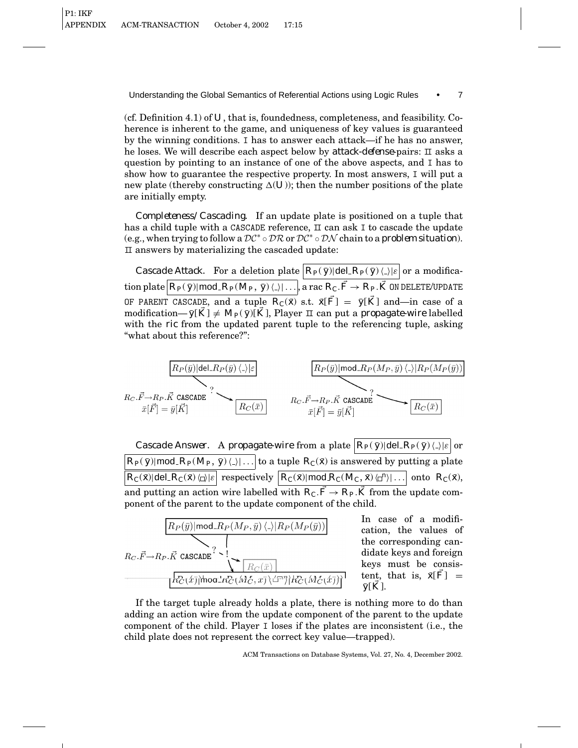(cf. Definition 4.1) of $U$, that is, foundedness, completeness, and feasibility. Coherence is inherent to the game, and uniqueness of key values is guaranteed by the winning conditions. I has to answer each attack—if he has no answer, he loses. We will describe each aspect below by *attack-defense*-pairs: II asks a question by pointing to an instance of one of the above aspects, and I has to show how to guarantee the respective property. In most answers, I will put a new plate (thereby constructing $\Delta(U)$); then the number positions of the plate are initially empty.

*Completeness/Cascading.* If an update plate is positioned on a tuple that has a child tuple with a CASCADE reference, II can ask I to cascade the update (e.g., when trying to follow a $\mathcal{DC}^* \circ \mathcal{DR}$ or $\mathcal{DC}^* \circ \mathcal{DN}$ chain to a *problem situation*). II answers by materializing the cascaded update:

*Cascade Attack.* For a deletion plate $\boxed{R_P(\bar{y})|\mathsf{del}\_R_P(\bar{y})\,\langle\_\rangle|\varepsilon}$ or a modification plate $\boxed{R_P(\bar{y})|\mathsf{mod}\_R_P(M_P,\bar{y})\,\langle\_\rangle|\ldots}$, a rac $R_C.\vec{F} \rightarrow R_P.\vec{K}$ ON DELETE/UPDATE OF PARENT CASCADE, and a tuple $R_C(\bar{x})$ s.t. $\bar{x}[\vec{F}] = \bar{y}[\vec{K}]$ and—in case of a modification—$\bar{y}[\vec{K}] \neq M_P(\bar{y})[\vec{K}]$, Player II can put a *propagate-wire* labelled with the *ric* from the updated parent tuple to the referencing tuple, asking "what about this reference?":

$$\boxed{R_P(\bar{y})|\mathsf{del}\_R_P(\bar{y})\,\langle\_\rangle|\varepsilon} \xrightarrow[\bar{x}[\vec{F}]=\bar{y}[\vec{K}]]{R_C.\vec{F}\rightarrow R_P.\vec{K}\ \texttt{CASCADE}\quad ?} \boxed{R_C(\bar{x})}$$

$$\boxed{R_P(\bar{y})|\mathsf{mod}\_R_P(M_P,\bar{y})\,\langle\_\rangle|R_P(M_P(\bar{y}))} \xrightarrow[\bar{x}[\vec{F}]=\bar{y}[\vec{K}]]{R_C.\vec{F}\rightarrow R_P.\vec{K}\ \texttt{CASCADE}\quad ?} \boxed{R_C(\bar{x})}$$

*Cascade Answer.* A *propagate-wire* from a plate $\boxed{R_P(\bar{y})|\mathsf{del}\_R_P(\bar{y})\,\langle\_\rangle|\varepsilon}$ or $\boxed{R_P(\bar{y})|\mathsf{mod}\_R_P(M_P,\bar{y})\,\langle\_\rangle|\ldots}$ to a tuple $R_C(\bar{x})$ is answered by putting a plate $\boxed{R_C(\bar{x})|\mathsf{del}\_R_C(\bar{x})\,\langle\Box\rangle|\varepsilon}$ respectively $\boxed{R_C(\bar{x})|\mathsf{mod}\_R_C(M_C,\bar{x})\,\langle\Box^n\rangle|\ldots}$ onto $R_C(\bar{x})$, and putting an action wire labelled with $R_C.\vec{F} \rightarrow R_P.\vec{K}$ from the update component of the parent to the update component of the child.

$$\boxed{R_P(\bar{y})|\mathsf{mod}\_R_P(M_P,\bar{y})\,\langle\_\rangle|R_P(M_P(\bar{y}))} \xrightarrow{R_C.\vec{F}\rightarrow R_P.\vec{K}\ \texttt{CASCADE}\quad ?\ !} \boxed{R_C(\bar{x})|\mathsf{mod}\_R_C(M_C,\bar{x})\,\langle\Box^n\rangle|R_C(M_C(\bar{x}))}$$

In case of a modification, the values of the corresponding candidate keys and foreign keys must be consistent, that is, $\bar{x}[\vec{F}] = \bar{y}[\vec{K}]$.

If the target tuple already holds a plate, there is nothing more to do than adding an action wire from the update component of the parent to the update component of the child. Player I loses if the plates are inconsistent (i.e., the child plate does not represent the correct key value—trapped).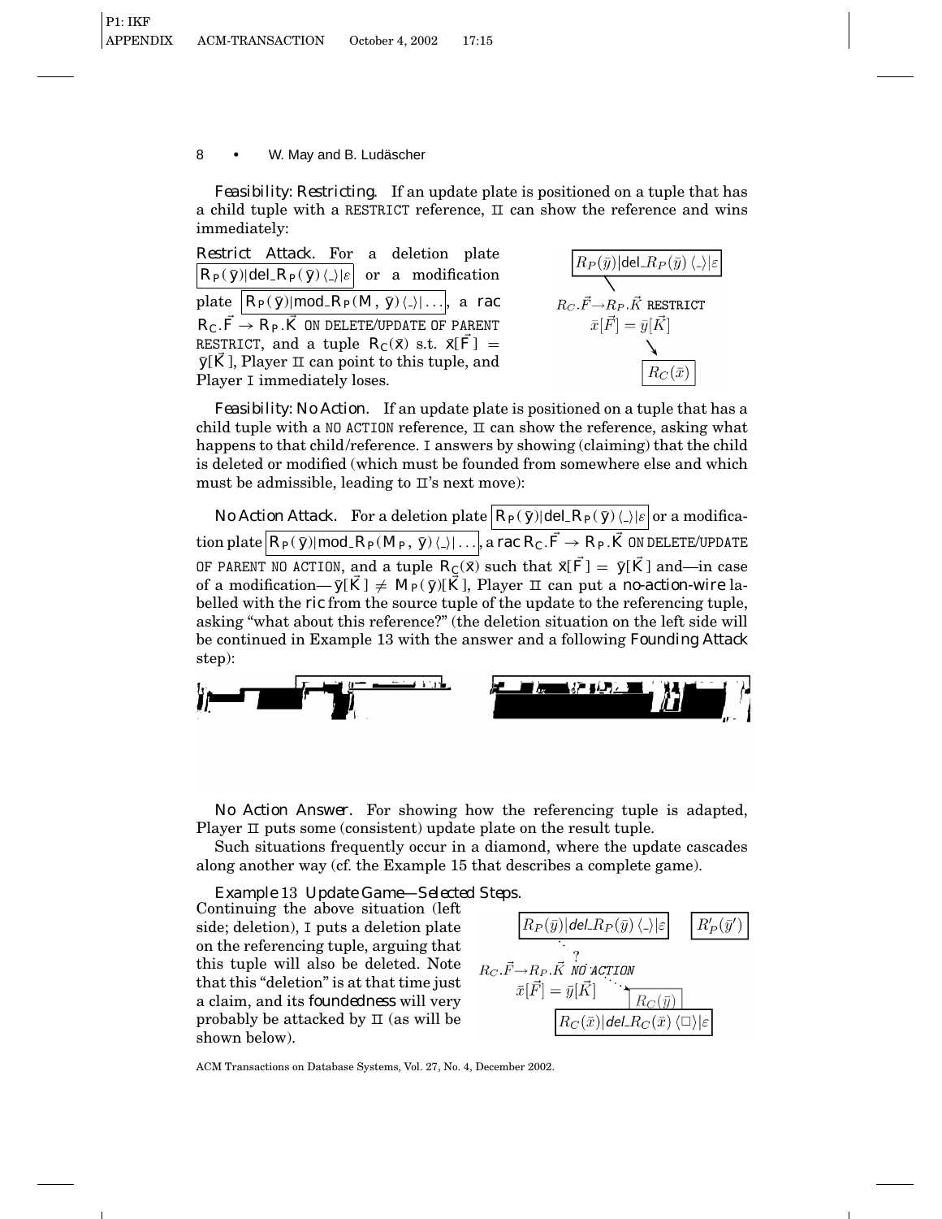*Feasibility: Restricting.* If an update plate is positioned on a tuple that has a child tuple with a RESTRICT reference, II can show the reference and wins immediately:

*Restrict Attack.* For a deletion plate $R_P(\bar{y})|\mathsf{del}\_R_P(\bar{y})\,\langle\_\rangle|\varepsilon$ or a modification plate $R_P(\bar{y})|\mathsf{mod}\_R_P(M, \bar{y})\,\langle\_\rangle|\ldots$, a *rac* $R_C.\vec{F} \rightarrow R_P.\vec{K}$ ON DELETE/UPDATE OF PARENT RESTRICT, and a tuple $R_C(\bar{x})$ s.t. $\bar{x}[\vec{F}] = \bar{y}[\vec{K}]$, Player II can point to this tuple, and Player I immediately loses.

$R_P(\bar{y})|\mathsf{del}\_R_P(\bar{y})\,\langle\_\rangle|\varepsilon$

$R_C.\vec{F}\rightarrow R_P.\vec{K}$ RESTRICT
$\bar{x}[\vec{F}] = \bar{y}[\vec{K}]$

$R_C(\bar{x})$

*Feasibility: No Action.* If an update plate is positioned on a tuple that has a child tuple with a NO ACTION reference, II can show the reference, asking what happens to that child/reference. I answers by showing (claiming) that the child is deleted or modified (which must be founded from somewhere else and which must be admissible, leading to II's next move):

*No Action Attack.* For a deletion plate $R_P(\bar{y})|\mathsf{del}\_R_P(\bar{y})\,\langle\_\rangle|\varepsilon$ or a modification plate $R_P(\bar{y})|\mathsf{mod}\_R_P(M_P, \bar{y})\,\langle\_\rangle|\ldots$, a *rac* $R_C.\vec{F} \rightarrow R_P.\vec{K}$ ON DELETE/UPDATE OF PARENT NO ACTION, and a tuple $R_C(\bar{x})$ such that $\bar{x}[\vec{F}] = \bar{y}[\vec{K}]$ and—in case of a modification—$\bar{y}[\vec{K}] \neq M_P(\bar{y})[\vec{K}]$, Player II can put a *no-action-wire* labelled with the *ric* from the source tuple of the update to the referencing tuple, asking "what about this reference?" (the deletion situation on the left side will be continued in Example 13 with the answer and a following *Founding Attack* step):

*No Action Answer.* For showing how the referencing tuple is adapted, Player II puts some (consistent) update plate on the result tuple.

Such situations frequently occur in a diamond, where the update cascades along another way (cf. the Example 15 that describes a complete game).

*Example* 13 *Update Game—Selected Steps.* Continuing the above situation (left side; deletion), I puts a deletion plate on the referencing tuple, arguing that this tuple will also be deleted. Note that this "deletion" is at that time just a claim, and its *foundedness* will very probably be attacked by II (as will be shown below).

$R_P(\bar{y})|\mathit{del}\_R_P(\bar{y})\,\langle\_\rangle|\varepsilon$ $\quad$ $R'_P(\bar{y}')$

$R_C.\vec{F}\rightarrow R_P.\vec{K}$ *NO ACTION* ?
$\bar{x}[\vec{F}] = \bar{y}[\vec{K}]$

$R_C(\bar{y})$

$R_C(\bar{x})|\mathit{del}\_R_C(\bar{x})\,\langle\Box\rangle|\varepsilon$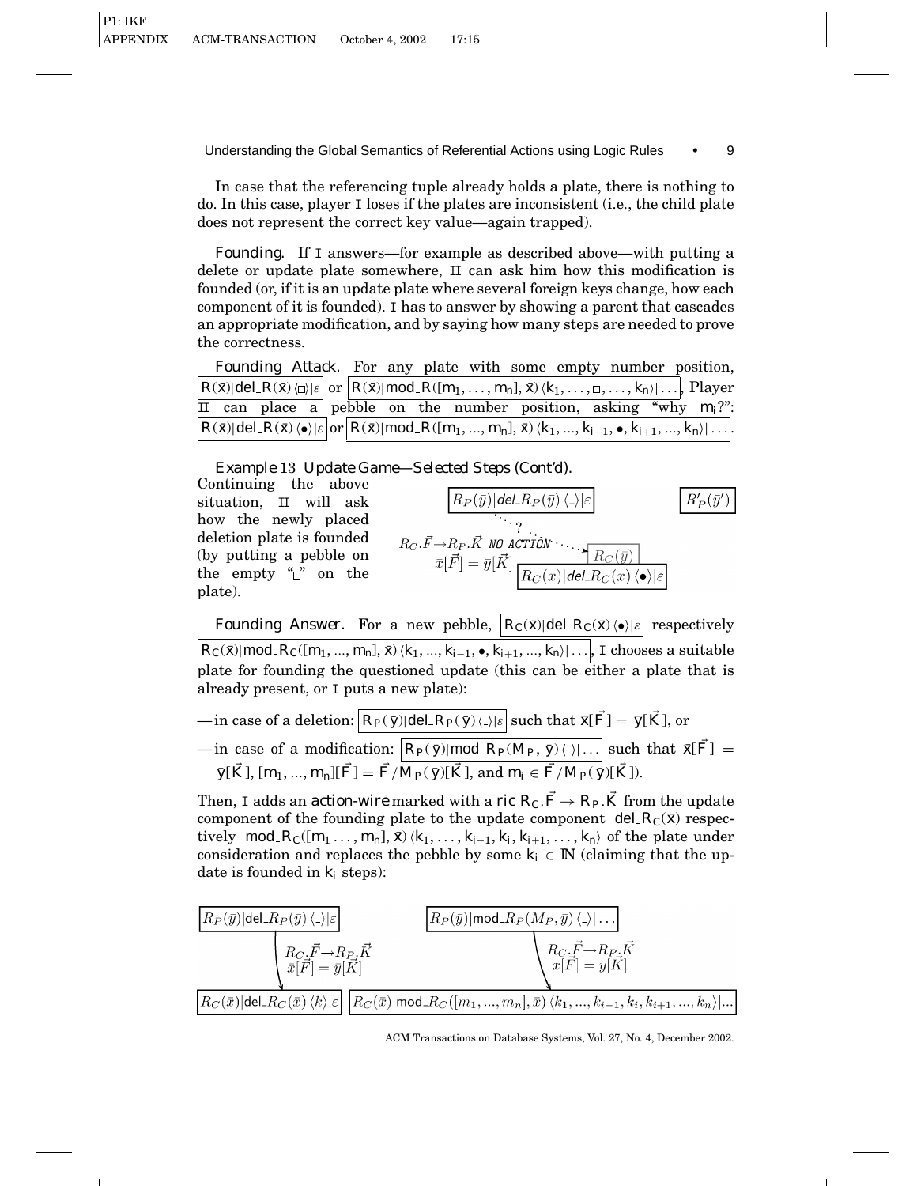In case that the referencing tuple already holds a plate, there is nothing to do. In this case, player I loses if the plates are inconsistent (i.e., the child plate does not represent the correct key value—again trapped).

*Founding.* If I answers—for example as described above—with putting a delete or update plate somewhere, II can ask him how this modification is founded (or, if it is an update plate where several foreign keys change, how each component of it is founded). I has to answer by showing a parent that cascades an appropriate modification, and by saying how many steps are needed to prove the correctness.

*Founding Attack.* For any plate with some empty number position, $\boxed{R(\bar{x})|\mathsf{del\_}R(\bar{x})\,\langle\Box\rangle|\varepsilon}$ or $\boxed{R(\bar{x})|\mathsf{mod\_}R([m_1,\ldots,m_n],\bar{x})\,\langle k_1,\ldots,\Box,\ldots,k_n\rangle|\ldots}$, Player II can place a pebble on the number position, asking "why $m_i$?": $\boxed{R(\bar{x})|\mathsf{del\_}R(\bar{x})\,\langle\bullet\rangle|\varepsilon}$ or $\boxed{R(\bar{x})|\mathsf{mod\_}R([m_1,\ldots,m_n],\bar{x})\,\langle k_1,\ldots,k_{i-1},\bullet,k_{i+1},\ldots,k_n\rangle|\ldots}$.

*Example 13 Update Game—Selected Steps (Cont'd).*

Continuing the above situation, II will ask how the newly placed deletion plate is founded (by putting a pebble on the empty "□" on the plate).

$\boxed{R_P(\bar{y})|\mathit{del\_}R_P(\bar{y})\,\langle\_\rangle|\varepsilon}$ $\quad$ $\boxed{R'_P(\bar{y}')}$

? 

$R_C.\vec{F}\rightarrow R_P.\vec{K}$ NO ACTION $\cdots\rightarrow$ $\boxed{R_C(\bar{y})}$

$\bar{x}[\vec{F}]=\bar{y}[\vec{K}]$ $\quad$ $\boxed{R_C(\bar{x})|\mathit{del\_}R_C(\bar{x})\,\langle\bullet\rangle|\varepsilon}$

*Founding Answer.* For a new pebble, $\boxed{R_C(\bar{x})|\mathsf{del\_}R_C(\bar{x})\,\langle\bullet\rangle|\varepsilon}$ respectively $\boxed{R_C(\bar{x})|\mathsf{mod\_}R_C([m_1,\ldots,m_n],\bar{x})\,\langle k_1,\ldots,k_{i-1},\bullet,k_{i+1},\ldots,k_n\rangle|\ldots}$, I chooses a suitable plate for founding the questioned update (this can be either a plate that is already present, or I puts a new plate):

- in case of a deletion: $\boxed{R_P(\bar{y})|\mathsf{del\_}R_P(\bar{y})\,\langle\_\rangle|\varepsilon}$ such that $\bar{x}[\vec{F}]=\bar{y}[\vec{K}]$, or
- in case of a modification: $\boxed{R_P(\bar{y})|\mathsf{mod\_}R_P(M_P,\bar{y})\,\langle\_\rangle|\ldots}$ such that $\bar{x}[\vec{F}]=\bar{y}[\vec{K}]$, $[m_1,\ldots,m_n][\vec{F}]=\vec{F}/M_P(\bar{y})[\vec{K}]$, and $m_i\in\vec{F}/M_P(\bar{y})[\vec{K}]$).

Then, I adds an *action-wire* marked with a *ric* $R_C.\vec{F}\rightarrow R_P.\vec{K}$ from the update component of the founding plate to the update component $\mathsf{del\_}R_C(\bar{x})$ respectively $\mathsf{mod\_}R_C([m_1\ldots,m_n],\bar{x})\,\langle k_1,\ldots,k_{i-1},k_i,k_{i+1},\ldots,k_n\rangle$ of the plate under consideration and replaces the pebble by some $k_i\in\mathbb{N}$ (claiming that the update is founded in $k_i$ steps):

$\boxed{R_P(\bar{y})|\mathsf{del\_}R_P(\bar{y})\,\langle\_\rangle|\varepsilon}$ $\quad$ $\boxed{R_P(\bar{y})|\mathsf{mod\_}R_P(M_P,\bar{y})\,\langle\_\rangle|\ldots}$

$R_C.\vec{F}\rightarrow R_P.\vec{K}$, $\bar{x}[\vec{F}]=\bar{y}[\vec{K}]$ $\quad$ $R_C.\vec{F}\rightarrow R_P.\vec{K}$, $\bar{x}[\vec{F}]=\bar{y}[\vec{K}]$

$\boxed{R_C(\bar{x})|\mathsf{del\_}R_C(\bar{x})\,\langle k\rangle|\varepsilon}$ $\quad$ $\boxed{R_C(\bar{x})|\mathsf{mod\_}R_C([m_1,\ldots,m_n],\bar{x})\,\langle k_1,\ldots,k_{i-1},k_i,k_{i+1},\ldots,k_n\rangle|\ldots}$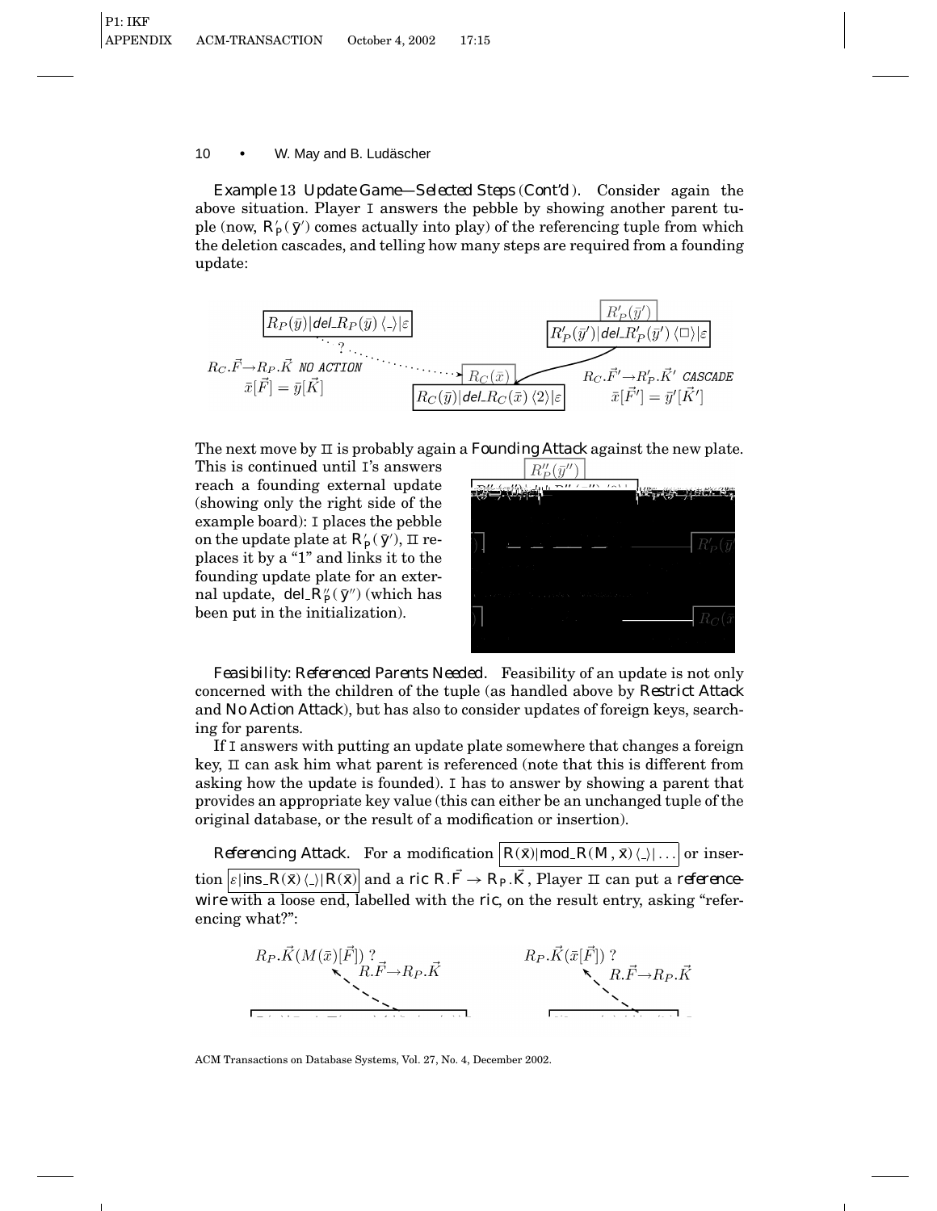*Example* 13 *Update Game—Selected Steps* (*Cont'd*). Consider again the above situation. Player I answers the pebble by showing another parent tuple (now, $R'_P(\bar{y}')$ comes actually into play) of the referencing tuple from which the deletion cascades, and telling how many steps are required from a founding update:

The next move by II is probably again a *Founding Attack* against the new plate. This is continued until I's answers reach a founding external update (showing only the right side of the example board): I places the pebble on the update plate at $R'_P(\bar{y}')$, II replaces it by a "1" and links it to the founding update plate for an external update, $del\_R''_P(\bar{y}'')$ (which has been put in the initialization).

*Feasibility: Referenced Parents Needed.* Feasibility of an update is not only concerned with the children of the tuple (as handled above by *Restrict Attack* and *No Action Attack*), but has also to consider updates of foreign keys, searching for parents.

If I answers with putting an update plate somewhere that changes a foreign key, II can ask him what parent is referenced (note that this is different from asking how the update is founded). I has to answer by showing a parent that provides an appropriate key value (this can either be an unchanged tuple of the original database, or the result of a modification or insertion).

*Referencing Attack.* For a modification $\boxed{R(\bar{x})|mod\_R(M, \bar{x})\langle\_\rangle|\ldots}$ or insertion $\boxed{\varepsilon|ins\_R(\bar{x})\langle\_\rangle|R(\bar{x})}$ and a *ric* $R.\vec{F} \rightarrow R_P.\vec{K}$, Player II can put a *reference-wire* with a loose end, labelled with the *ric*, on the result entry, asking "referencing what?":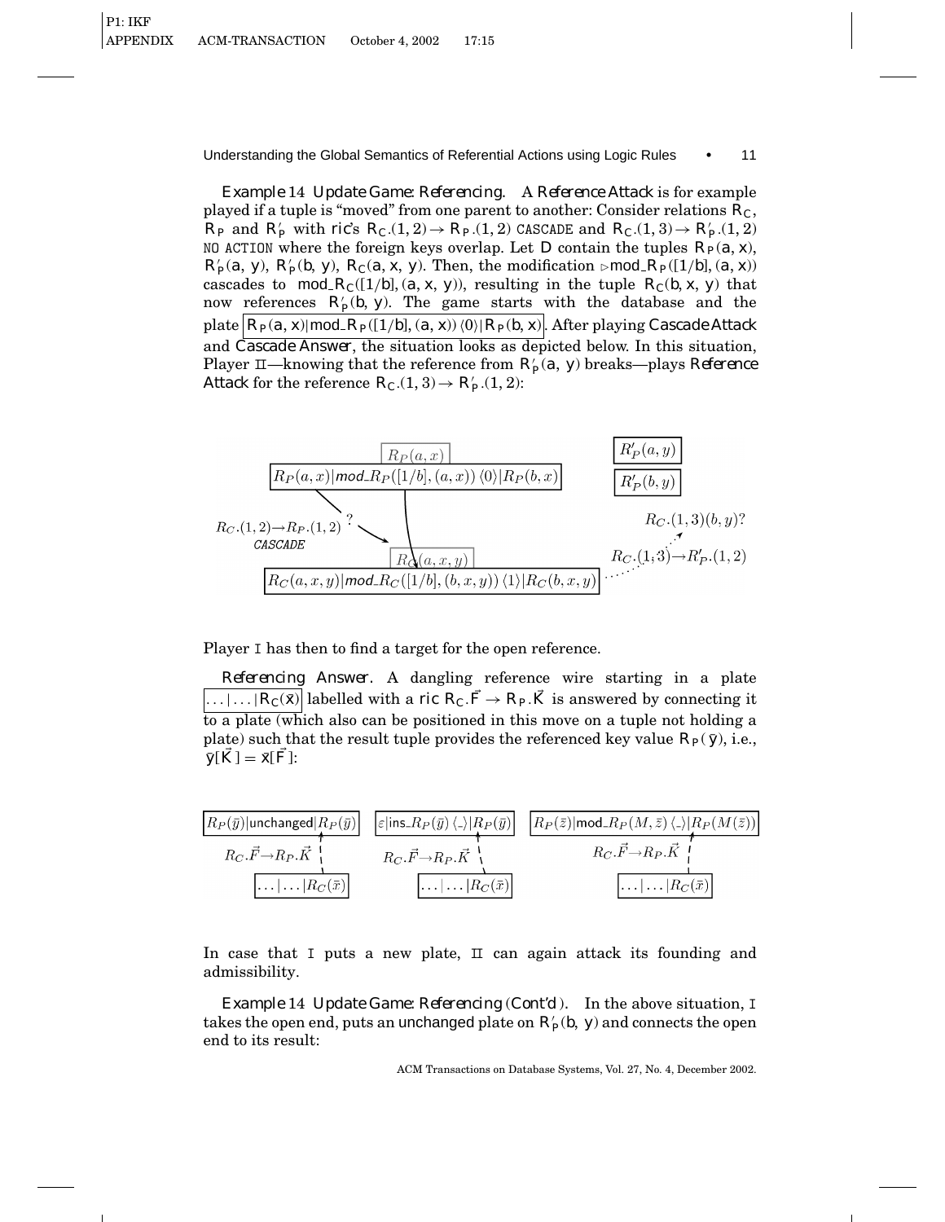*Example* 14 *Update Game: Referencing.* A *Reference Attack* is for example played if a tuple is "moved" from one parent to another: Consider relations $R_C$, $R_P$ and $R'_P$ with ric's $R_C.(1,2) \rightarrow R_P.(1,2)$ CASCADE and $R_C.(1,3) \rightarrow R'_P.(1,2)$ NO ACTION where the foreign keys overlap. Let $D$ contain the tuples $R_P(a,x)$, $R'_P(a,y)$, $R'_P(b,y)$, $R_C(a,x,y)$. Then, the modification $\triangleright mod\_R_P([1/b],(a,x))$ cascades to $mod\_R_C([1/b],(a,x,y))$, resulting in the tuple $R_C(b,x,y)$ that now references $R'_P(b,y)$. The game starts with the database and the plate $\boxed{R_P(a,x)|mod\_R_P([1/b],(a,x))\langle 0\rangle|R_P(b,x)}$. After playing *Cascade Attack* and *Cascade Answer*, the situation looks as depicted below. In this situation, Player II—knowing that the reference from $R'_P(a,y)$ breaks—plays *Reference Attack* for the reference $R_C.(1,3) \rightarrow R'_P.(1,2)$:

$$\boxed{R_P(a,x)|mod\_R_P([1/b],(a,x))\langle 0\rangle|R_P(b,x)} \quad \boxed{R'_P(a,y)} \quad \boxed{R'_P(b,y)}$$

$$R_C.(1,2)\rightarrow R_P.(1,2) \text{ CASCADE} \qquad R_C.(1,3)(b,y)? \quad R_C.(1,3)\rightarrow R'_P.(1,2)$$

$$\boxed{R_C(a,x,y)|mod\_R_C([1/b],(b,x,y))\langle 1\rangle|R_C(b,x,y)}$$

Player I has then to find a target for the open reference.

*Referencing Answer.* A dangling reference wire starting in a plate $\boxed{\ldots|\ldots|R_C(\bar{x})}$ labelled with a ric $R_C.\vec{F} \rightarrow R_P.\vec{K}$ is answered by connecting it to a plate (which also can be positioned in this move on a tuple not holding a plate) such that the result tuple provides the referenced key value $R_P(\bar{y})$, i.e., $\bar{y}[\vec{K}] = \bar{x}[\vec{F}]$:

$$\boxed{R_P(\bar{y})|\text{unchanged}|R_P(\bar{y})} \quad \boxed{\varepsilon|ins\_R_P(\bar{y})\langle\_\rangle|R_P(\bar{y})} \quad \boxed{R_P(\bar{z})|mod\_R_P(M,\bar{z})\langle\_\rangle|R_P(M(\bar{z}))}$$

$$R_C.\vec{F}\rightarrow R_P.\vec{K} \qquad R_C.\vec{F}\rightarrow R_P.\vec{K} \qquad R_C.\vec{F}\rightarrow R_P.\vec{K}$$

$$\boxed{\ldots|\ldots|R_C(\bar{x})} \quad \boxed{\ldots|\ldots|R_C(\bar{x})} \quad \boxed{\ldots|\ldots|R_C(\bar{x})}$$

In case that I puts a new plate, II can again attack its founding and admissibility.

*Example* 14 *Update Game: Referencing (Cont'd).* In the above situation, I takes the open end, puts an unchanged plate on $R'_P(b,y)$ and connects the open end to its result: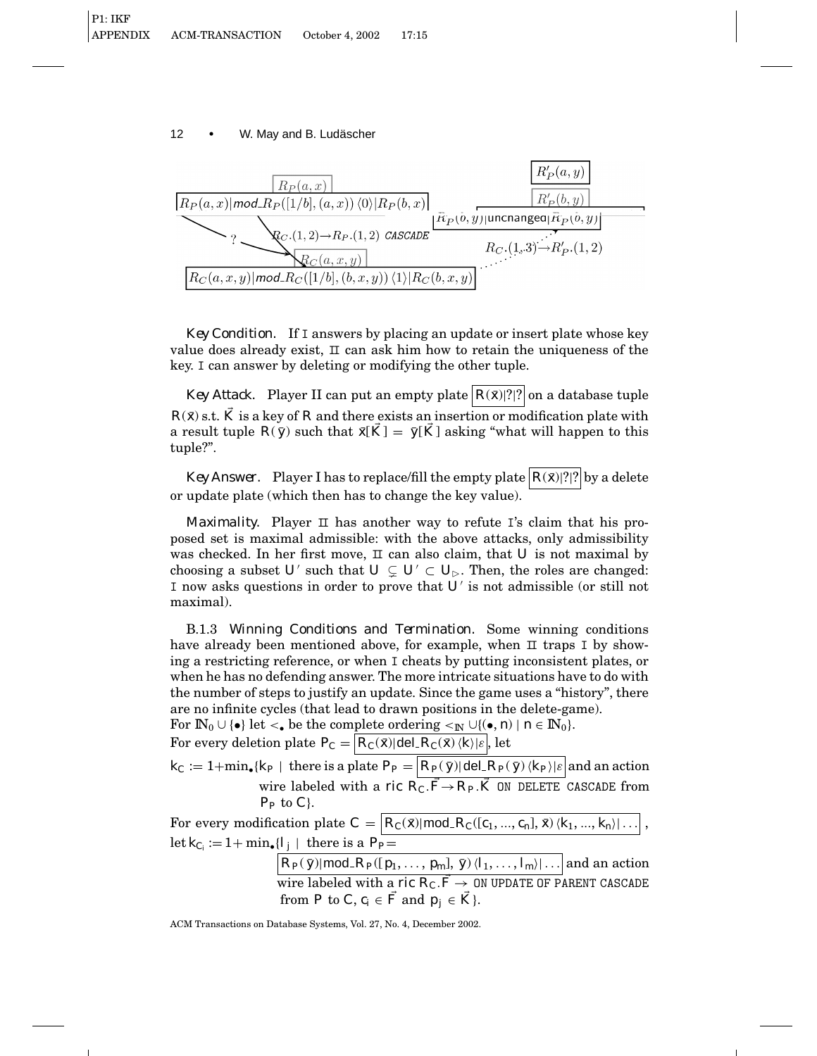Key Condition. If I answers by placing an update or insert plate whose key value does already exist, II can ask him how to retain the uniqueness of the key. I can answer by deleting or modifying the other tuple.

Key Attack. Player II can put an empty plate $\boxed{R(\bar{x})|?|?}$ on a database tuple $R(\bar{x})$ s.t. $\vec{K}$ is a key of $R$ and there exists an insertion or modification plate with a result tuple $R(\bar{y})$ such that $\bar{x}[\vec{K}] = \bar{y}[\vec{K}]$ asking "what will happen to this tuple?".

Key Answer. Player I has to replace/fill the empty plate $\boxed{R(\bar{x})|?|?}$ by a delete or update plate (which then has to change the key value).

Maximality. Player II has another way to refute I's claim that his proposed set is maximal admissible: with the above attacks, only admissibility was checked. In her first move, II can also claim, that $U$ is not maximal by choosing a subset $U'$ such that $U \subsetneq U' \subset U_{\triangleright}$. Then, the roles are changed: I now asks questions in order to prove that $U'$ is not admissible (or still not maximal).

B.1.3 *Winning Conditions and Termination.* Some winning conditions have already been mentioned above, for example, when II traps I by showing a restricting reference, or when I cheats by putting inconsistent plates, or when he has no defending answer. The more intricate situations have to do with the number of steps to justify an update. Since the game uses a "history", there are no infinite cycles (that lead to drawn positions in the delete-game).

For $\mathbb{N}_0 \cup \{\bullet\}$ let $<_\bullet$ be the complete ordering $<_{\mathbb{N}} \cup \{(\bullet, n) \mid n \in \mathbb{N}_0\}$.

For every deletion plate $P_C = \boxed{R_C(\bar{x})|\mathsf{del}\_R_C(\bar{x})\langle k\rangle|\varepsilon}$, let

$k_C := 1+\min_\bullet\{k_P \mid$ there is a plate $P_P = \boxed{R_P(\bar{y})|\mathsf{del}\_R_P(\bar{y})\langle k_P\rangle|\varepsilon}$ and an action wire labeled with a ric $R_C.\vec{F} \rightarrow R_P.\vec{K}$ `ON DELETE CASCADE` from $P_P$ to $C\}$.

For every modification plate $C = \boxed{R_C(\bar{x})|\mathsf{mod}\_R_C([c_1, ..., c_n], \bar{x})\langle k_1, ..., k_n\rangle|\ldots}$,

let $k_{C_i} := 1+\min_\bullet\{l_j \mid$ there is a $P_P =$ $\boxed{R_P(\bar{y})|\mathsf{mod}\_R_P([p_1, \ldots, p_m], \bar{y})\langle l_1, \ldots, l_m\rangle|\ldots}$ and an action wire labeled with a ric $R_C.\vec{F} \rightarrow$ `ON UPDATE OF PARENT CASCADE` from $P$ to $C$, $c_i \in \vec{F}$ and $p_j \in \vec{K}\}$.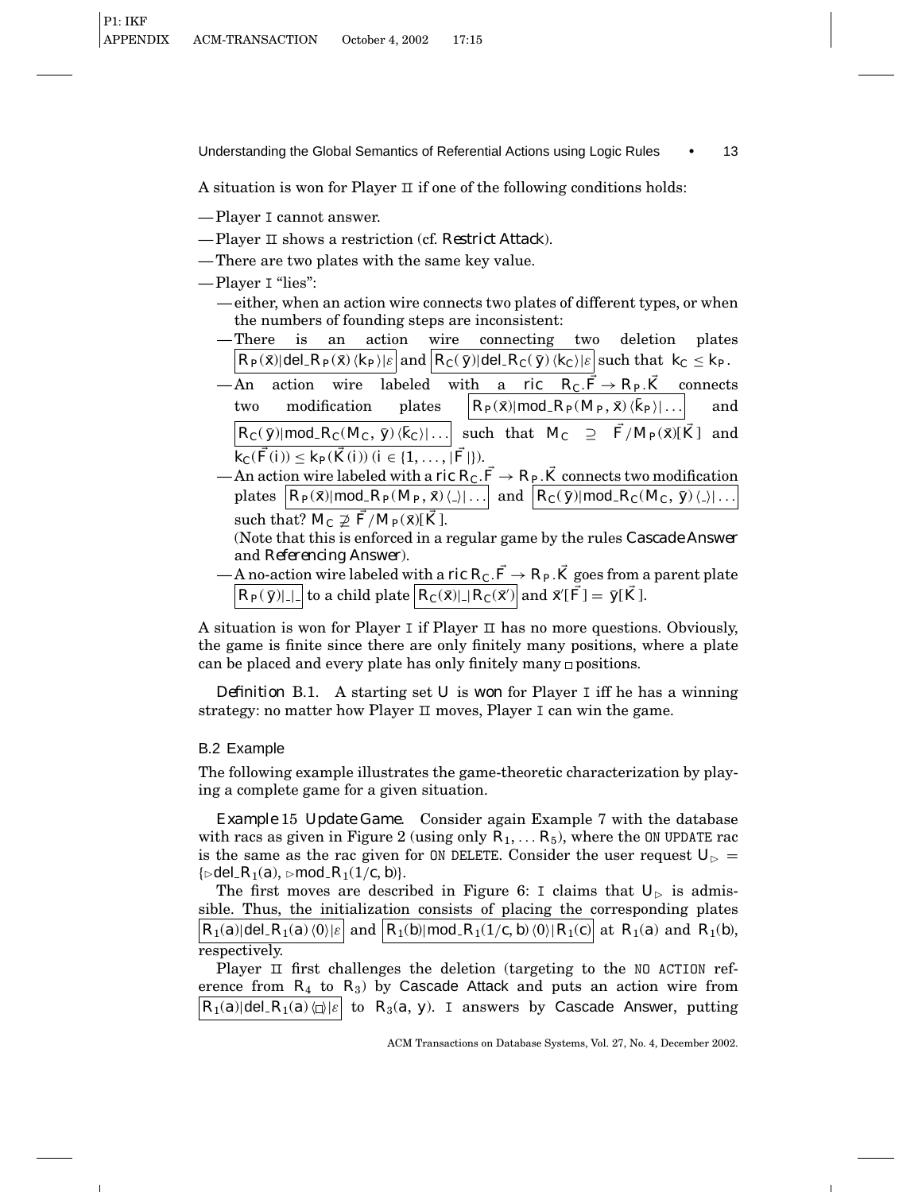A situation is won for Player $\mathtt{II}$ if one of the following conditions holds:

- Player $\mathtt{I}$ cannot answer.
- Player $\mathtt{II}$ shows a restriction (cf. *Restrict Attack*).
- There are two plates with the same key value.
- Player $\mathtt{I}$ "lies":
  - either, when an action wire connects two plates of different types, or when the numbers of founding steps are inconsistent:
  - There is an action wire connecting two deletion plates $\boxed{R_P(\bar{x}) | \mathsf{del\_}R_P(\bar{x})\,\langle k_P\rangle | \varepsilon}$ and $\boxed{R_C(\bar{y}) | \mathsf{del\_}R_C(\bar{y})\,\langle k_C\rangle | \varepsilon}$ such that $k_C \le k_P$.
  - An action wire labeled with a *ric* $R_C.\vec{F} \to R_P.\vec{K}$ connects two modification plates $\boxed{R_P(\bar{x}) | \mathsf{mod\_}R_P(M_P, \bar{x})\,\langle \bar{k}_P\rangle | \ldots}$ and $\boxed{R_C(\bar{y}) | \mathsf{mod\_}R_C(M_C, \bar{y})\,\langle \bar{k}_C\rangle | \ldots}$ such that $M_C \supseteq \vec{F}/M_P(\bar{x})[\vec{K}]$ and $k_C(\vec{F}(i)) \le k_P(\vec{K}(i))$ $(i \in \{1, \ldots, |\vec{F}|\})$.
  - An action wire labeled with a *ric* $R_C.\vec{F} \to R_P.\vec{K}$ connects two modification plates $\boxed{R_P(\bar{x}) | \mathsf{mod\_}R_P(M_P, \bar{x})\,\langle\_\rangle | \ldots}$ and $\boxed{R_C(\bar{y}) | \mathsf{mod\_}R_C(M_C, \bar{y})\,\langle\_\rangle | \ldots}$ such that? $M_C \not\supseteq \vec{F}/M_P(\bar{x})[\vec{K}]$.
    (Note that this is enforced in a regular game by the rules *Cascade Answer* and *Referencing Answer*).
  - A no-action wire labeled with a *ric* $R_C.\vec{F} \to R_P.\vec{K}$ goes from a parent plate $\boxed{R_P(\bar{y}) | \_ | \_}$ to a child plate $\boxed{R_C(\bar{x}) | \_ | R_C(\bar{x}')}$ and $\bar{x}'[\vec{F}] = \bar{y}[\vec{K}]$.

A situation is won for Player $\mathtt{I}$ if Player $\mathtt{II}$ has no more questions. Obviously, the game is finite since there are only finitely many positions, where a plate can be placed and every plate has only finitely many $\square$ positions.

*Definition* B.1. A starting set $U$ is *won* for Player $\mathtt{I}$ iff he has a winning strategy: no matter how Player $\mathtt{II}$ moves, Player $\mathtt{I}$ can win the game.

## B.2 Example

The following example illustrates the game-theoretic characterization by playing a complete game for a given situation.

*Example* 15 *Update Game*. Consider again Example 7 with the database with racs as given in Figure 2 (using only $R_1, \ldots R_5$), where the `ON UPDATE` rac is the same as the rac given for `ON DELETE`. Consider the user request $U_\triangleright = \{\triangleright\mathsf{del\_}R_1(a), \triangleright\mathsf{mod\_}R_1(1/c, b)\}$.

The first moves are described in Figure 6: $\mathtt{I}$ claims that $U_\triangleright$ is admissible. Thus, the initialization consists of placing the corresponding plates $\boxed{R_1(a) | \mathsf{del\_}R_1(a)\,\langle 0\rangle | \varepsilon}$ and $\boxed{R_1(b) | \mathsf{mod\_}R_1(1/c, b)\,\langle 0\rangle | R_1(c)}$ at $R_1(a)$ and $R_1(b)$, respectively.

Player $\mathtt{II}$ first challenges the deletion (targeting to the `NO ACTION` reference from $R_4$ to $R_3$) by Cascade Attack and puts an action wire from $\boxed{R_1(a) | \mathsf{del\_}R_1(a)\,\langle\square\rangle | \varepsilon}$ to $R_3(a, y)$. $\mathtt{I}$ answers by Cascade Answer, putting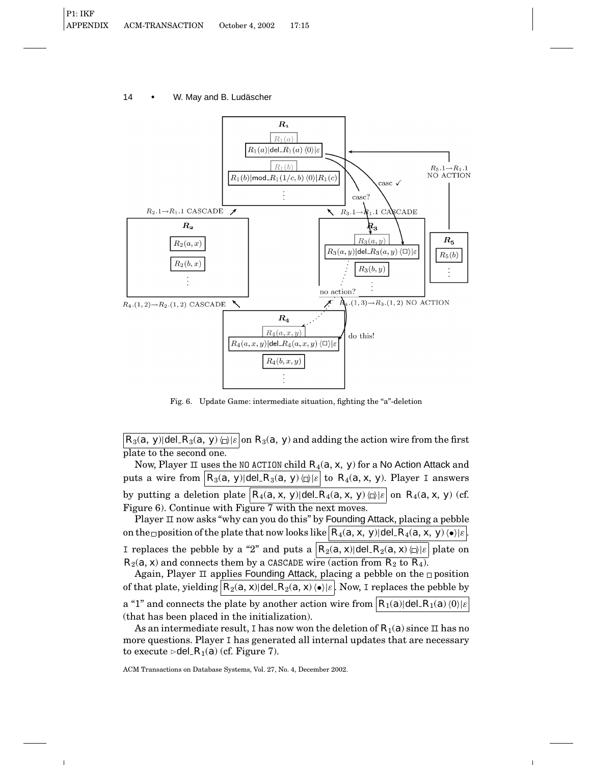Fig. 6. Update Game: intermediate situation, fighting the "a"-deletion

$R_3(a, y)|\mathsf{del\_R}_3(a, y)\langle\square\rangle|\varepsilon$ on $R_3(a, y)$ and adding the action wire from the first plate to the second one.

Now, Player II uses the NO ACTION child $R_4(a, x, y)$ for a No Action Attack and puts a wire from $R_3(a, y)|\mathsf{del\_R}_3(a, y)\langle\square\rangle|\varepsilon$ to $R_4(a, x, y)$. Player I answers by putting a deletion plate $R_4(a, x, y)|\mathsf{del\_R}_4(a, x, y)\langle\square\rangle|\varepsilon$ on $R_4(a, x, y)$ (cf. Figure 6). Continue with Figure 7 with the next moves.

Player II now asks "why can you do this" by Founding Attack, placing a pebble on the $\square$ position of the plate that now looks like $R_4(a, x, y)|\mathsf{del\_R}_4(a, x, y)\langle\bullet\rangle|\varepsilon$. I replaces the pebble by a "2" and puts a $R_2(a, x)|\mathsf{del\_R}_2(a, x)\langle\square\rangle|\varepsilon$ plate on $R_2(a, x)$ and connects them by a CASCADE wire (action from $R_2$ to $R_4$).

Again, Player II applies Founding Attack, placing a pebble on the $\square$ position of that plate, yielding $R_2(a, x)|\mathsf{del\_R}_2(a, x)\langle\bullet\rangle|\varepsilon$. Now, I replaces the pebble by a "1" and connects the plate by another action wire from $R_1(a)|\mathsf{del\_R}_1(a)\langle 0\rangle|\varepsilon$ (that has been placed in the initialization).

As an intermediate result, I has now won the deletion of $R_1(a)$ since II has no more questions. Player I has generated all internal updates that are necessary to execute $\triangleright\mathsf{del\_R}_1(a)$ (cf. Figure 7).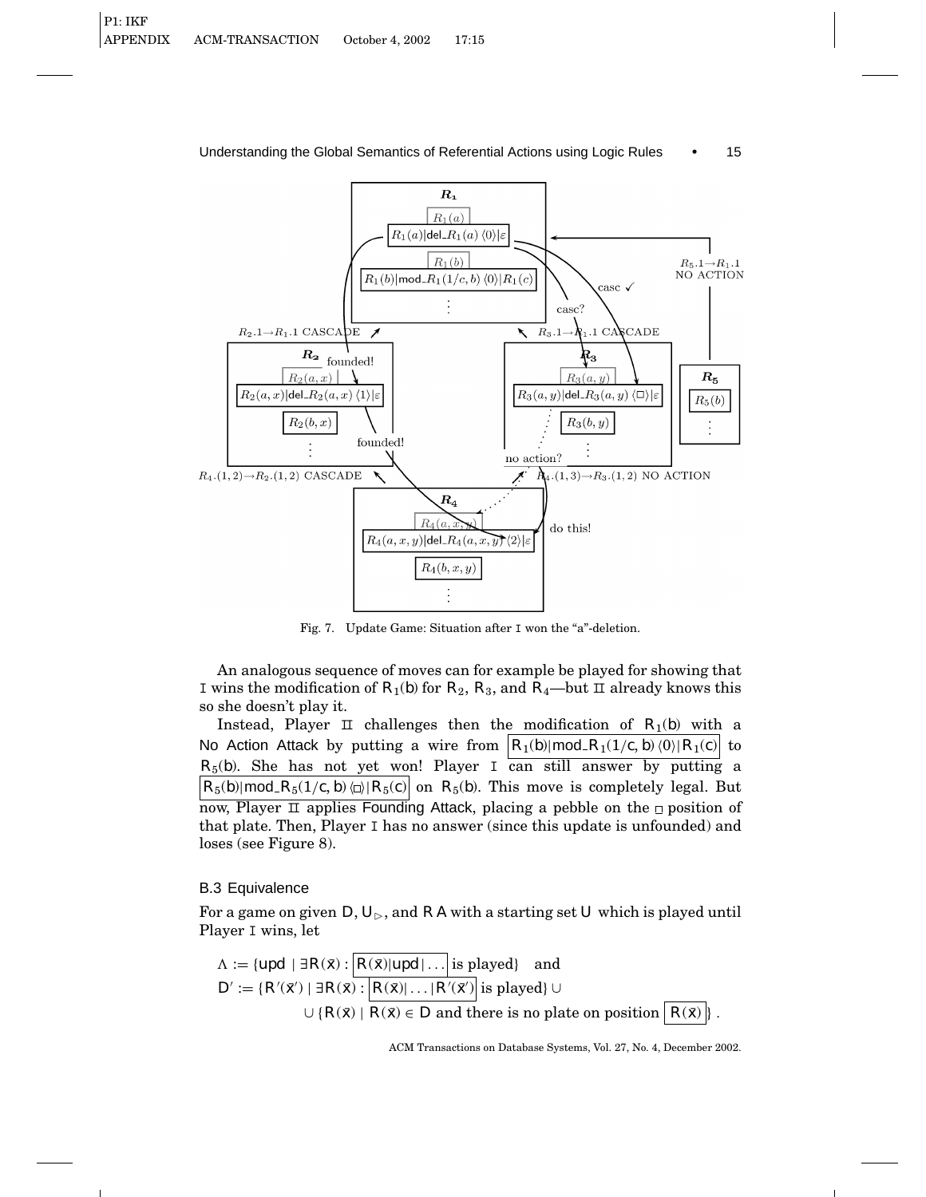Fig. 7. Update Game: Situation after I won the "a"-deletion.

An analogous sequence of moves can for example be played for showing that I wins the modification of $R_1(b)$ for $R_2$, $R_3$, and $R_4$—but II already knows this so she doesn't play it.

Instead, Player II challenges then the modification of $R_1(b)$ with a No Action Attack by putting a wire from $\boxed{R_1(b)|\text{mod\_}R_1(1/c, b)\,\langle 0\rangle|R_1(c)}$ to $R_5(b)$. She has not yet won! Player I can still answer by putting a $\boxed{R_5(b)|\text{mod\_}R_5(1/c, b)\,\langle\square\rangle|R_5(c)}$ on $R_5(b)$. This move is completely legal. But now, Player II applies Founding Attack, placing a pebble on the $\square$ position of that plate. Then, Player I has no answer (since this update is unfounded) and loses (see Figure 8).

### B.3 Equivalence

For a game on given $D$, $U_{\rhd}$, and $RA$ with a starting set $U$ which is played until Player I wins, let

$$\Lambda := \{\text{upd} \mid \exists R(\bar{x}) : \boxed{R(\bar{x})|\text{upd}|\ldots} \text{ is played}\} \quad \text{and}$$
$$D' := \{R'(\bar{x}') \mid \exists R(\bar{x}) : \boxed{R(\bar{x})|\ldots|R'(\bar{x}')} \text{ is played}\} \cup$$
$$\cup \{R(\bar{x}) \mid R(\bar{x}) \in D \text{ and there is no plate on position } \boxed{R(\bar{x})}\}.$$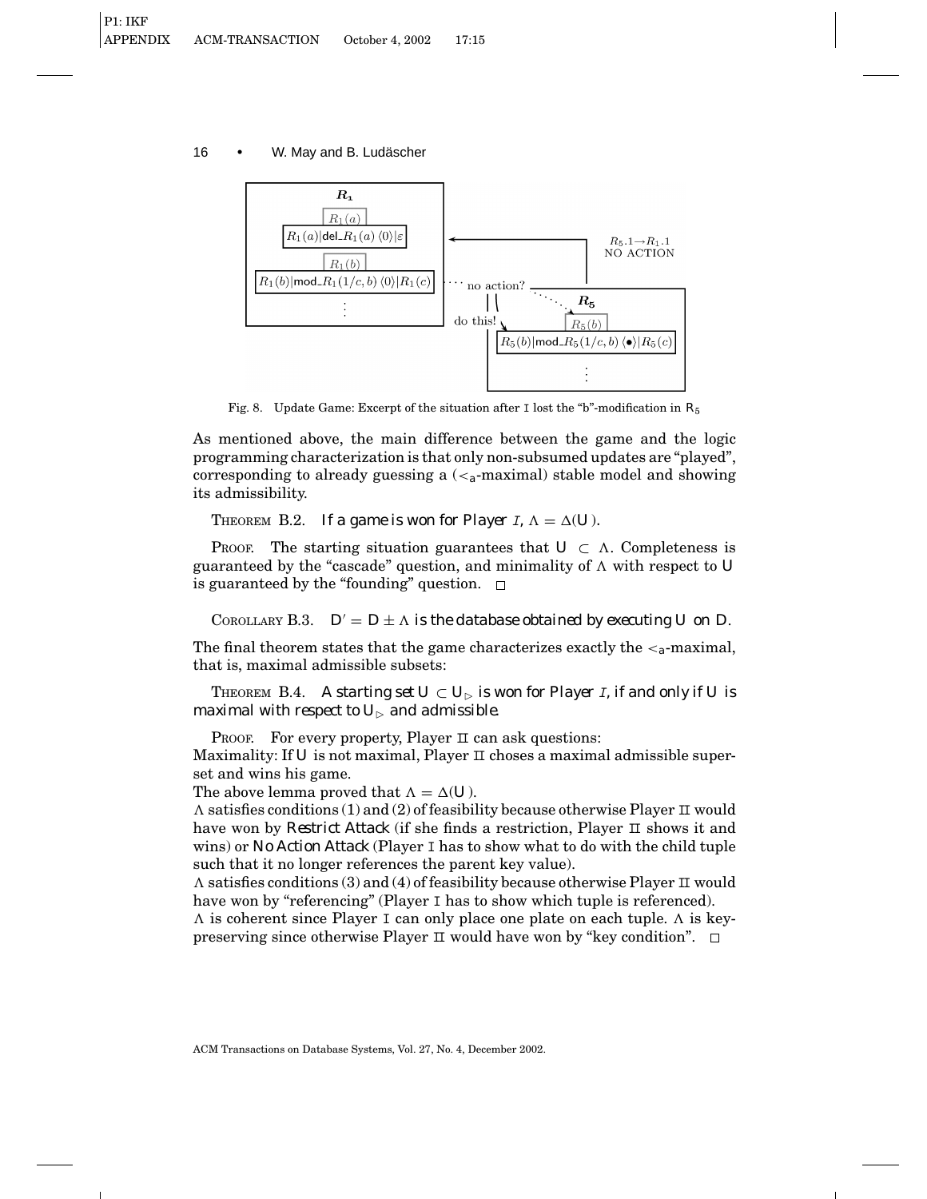$R_1$

$R_1(a)$

$R_1(a)|\mathsf{del}\_R_1(a)\ \langle 0\rangle|\varepsilon$

$R_1(b)$

$R_1(b)|\mathsf{mod}\_R_1(1/c, b)\ \langle 0\rangle|R_1(c)$

no action?

do this!

$R_5.1 \rightarrow R_1.1$
NO ACTION

$R_5$

$R_5(b)$

$R_5(b)|\mathsf{mod}\_R_5(1/c, b)\ \langle\bullet\rangle|R_5(c)$

Fig. 8. Update Game: Excerpt of the situation after I lost the "b"-modification in $R_5$

As mentioned above, the main difference between the game and the logic programming characterization is that only non-subsumed updates are "played", corresponding to already guessing a ($<_a$-maximal) stable model and showing its admissibility.

THEOREM B.2. *If a game is won for Player I, $\Lambda = \Delta(U)$.*

PROOF. The starting situation guarantees that $U \subset \Lambda$. Completeness is guaranteed by the "cascade" question, and minimality of $\Lambda$ with respect to $U$ is guaranteed by the "founding" question. □

COROLLARY B.3. *$D' = D \pm \Lambda$ is the database obtained by executing $U$ on $D$.*

The final theorem states that the game characterizes exactly the $<_a$-maximal, that is, maximal admissible subsets:

THEOREM B.4. *A starting set $U \subset U_{\triangleright}$ is won for Player I, if and only if $U$ is maximal with respect to $U_{\triangleright}$ and admissible.*

PROOF. For every property, Player II can ask questions:
Maximality: If $U$ is not maximal, Player II choses a maximal admissible superset and wins his game.
The above lemma proved that $\Lambda = \Delta(U)$.
$\Lambda$ satisfies conditions (1) and (2) of feasibility because otherwise Player II would have won by *Restrict Attack* (if she finds a restriction, Player II shows it and wins) or *No Action Attack* (Player I has to show what to do with the child tuple such that it no longer references the parent key value).
$\Lambda$ satisfies conditions (3) and (4) of feasibility because otherwise Player II would have won by "referencing" (Player I has to show which tuple is referenced).
$\Lambda$ is coherent since Player I can only place one plate on each tuple. $\Lambda$ is key-preserving since otherwise Player II would have won by "key condition". □